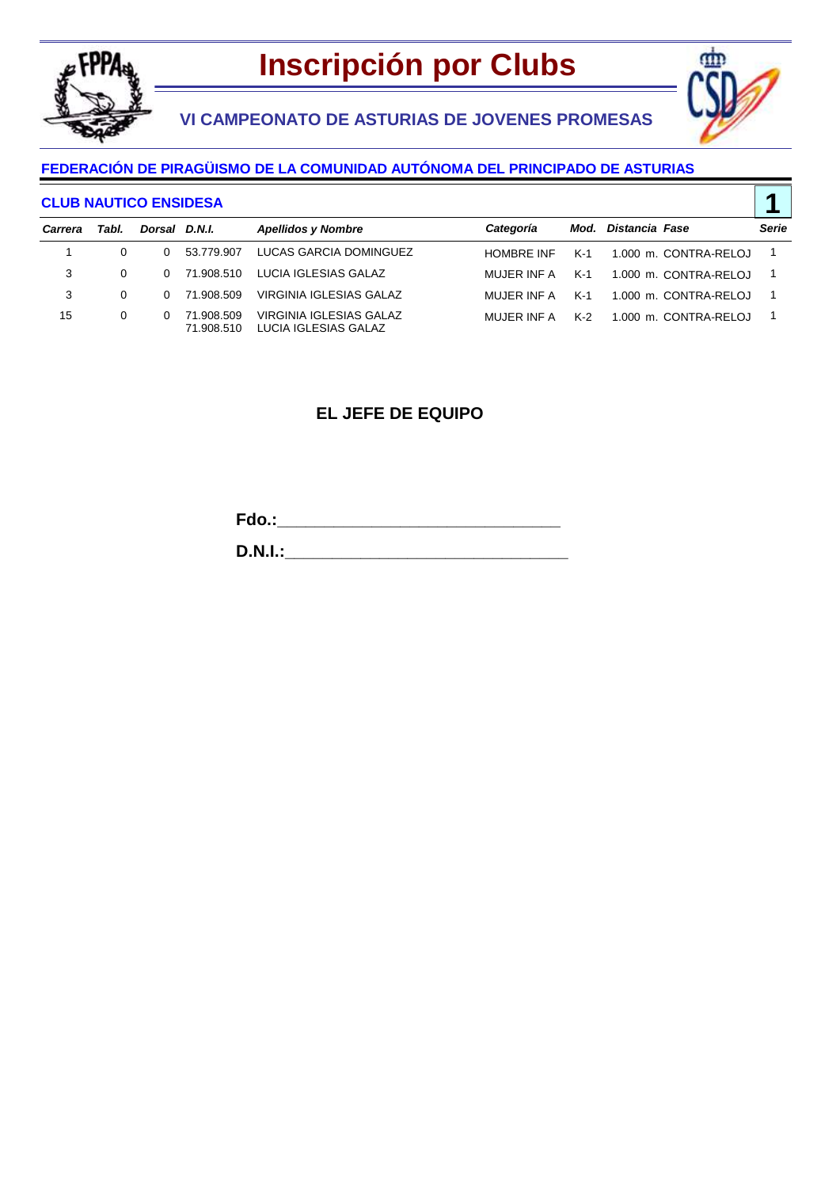# Inscripción por Clubs

## VI CAMPEONATO DE ASTURIAS DE JOVENES PROMESAS

### FEDERACIÓN DE PIRAGÜISMO DE LA COMUNIDAD AUTÓNOMA DEL PRINCIPADO DE ASTURIAS

**CLUB NAUTICO ENSIDESA** **1**

| *Carrera* | *Tabl.* | *Dorsal* | *D.N.I.* | *Apellidos y Nombre* | *Categoría* | *Mod.* | *Distancia* | *Fase* | *Serie* |
|---|---|---|---|---|---|---|---|---|---|
| 1 | 0 | 0 | 53.779.907 | LUCAS GARCIA DOMINGUEZ | HOMBRE INF | K-1 | 1.000 m. | CONTRA-RELOJ | 1 |
| 3 | 0 | 0 | 71.908.510 | LUCIA IGLESIAS GALAZ | MUJER INF A | K-1 | 1.000 m. | CONTRA-RELOJ | 1 |
| 3 | 0 | 0 | 71.908.509 | VIRGINIA IGLESIAS GALAZ | MUJER INF A | K-1 | 1.000 m. | CONTRA-RELOJ | 1 |
| 15 | 0 | 0 | 71.908.509<br>71.908.510 | VIRGINIA IGLESIAS GALAZ<br>LUCIA IGLESIAS GALAZ | MUJER INF A | K-2 | 1.000 m. | CONTRA-RELOJ | 1 |

**EL JEFE DE EQUIPO**

**Fdo.:**_______________________________

**D.N.I.:**_______________________________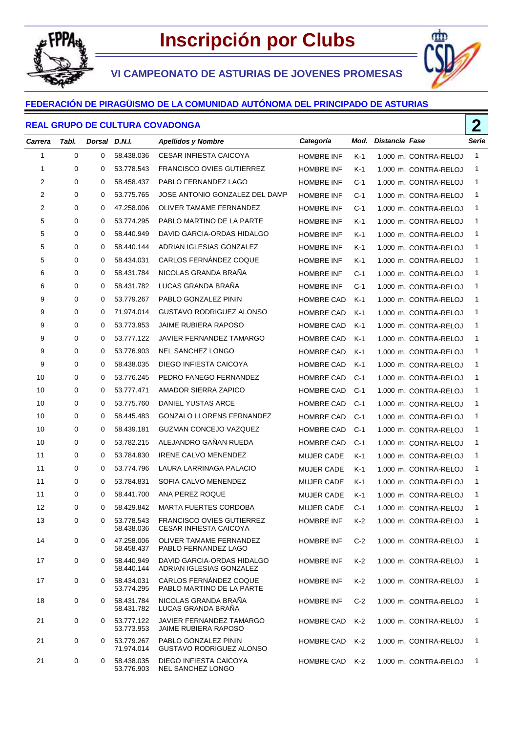# Inscripción por Clubs

## VI CAMPEONATO DE ASTURIAS DE JOVENES PROMESAS

### FEDERACIÓN DE PIRAGÜISMO DE LA COMUNIDAD AUTÓNOMA DEL PRINCIPADO DE ASTURIAS

### REAL GRUPO DE CULTURA COVADONGA

**2**

| Carrera | Tabl. | Dorsal | D.N.I. | Apellidos y Nombre | Categoría | Mod. | Distancia | Fase | Serie |
|---|---|---|---|---|---|---|---|---|---|
| 1 | 0 | 0 | 58.438.036 | CESAR INFIESTA CAICOYA | HOMBRE INF | K-1 | 1.000 m. | CONTRA-RELOJ | 1 |
| 1 | 0 | 0 | 53.778.543 | FRANCISCO OVIES GUTIERREZ | HOMBRE INF | K-1 | 1.000 m. | CONTRA-RELOJ | 1 |
| 2 | 0 | 0 | 58.458.437 | PABLO FERNANDEZ LAGO | HOMBRE INF | C-1 | 1.000 m. | CONTRA-RELOJ | 1 |
| 2 | 0 | 0 | 53.775.765 | JOSE ANTONIO GONZALEZ DEL DAMP | HOMBRE INF | C-1 | 1.000 m. | CONTRA-RELOJ | 1 |
| 2 | 0 | 0 | 47.258.006 | OLIVER TAMAME FERNANDEZ | HOMBRE INF | C-1 | 1.000 m. | CONTRA-RELOJ | 1 |
| 5 | 0 | 0 | 53.774.295 | PABLO MARTINO DE LA PARTE | HOMBRE INF | K-1 | 1.000 m. | CONTRA-RELOJ | 1 |
| 5 | 0 | 0 | 58.440.949 | DAVID GARCIA-ORDAS HIDALGO | HOMBRE INF | K-1 | 1.000 m. | CONTRA-RELOJ | 1 |
| 5 | 0 | 0 | 58.440.144 | ADRIAN IGLESIAS GONZALEZ | HOMBRE INF | K-1 | 1.000 m. | CONTRA-RELOJ | 1 |
| 5 | 0 | 0 | 58.434.031 | CARLOS FERNÁNDEZ COQUE | HOMBRE INF | K-1 | 1.000 m. | CONTRA-RELOJ | 1 |
| 6 | 0 | 0 | 58.431.784 | NICOLAS GRANDA BRAÑA | HOMBRE INF | C-1 | 1.000 m. | CONTRA-RELOJ | 1 |
| 6 | 0 | 0 | 58.431.782 | LUCAS GRANDA BRAÑA | HOMBRE INF | C-1 | 1.000 m. | CONTRA-RELOJ | 1 |
| 9 | 0 | 0 | 53.779.267 | PABLO GONZALEZ PININ | HOMBRE CAD | K-1 | 1.000 m. | CONTRA-RELOJ | 1 |
| 9 | 0 | 0 | 71.974.014 | GUSTAVO RODRIGUEZ ALONSO | HOMBRE CAD | K-1 | 1.000 m. | CONTRA-RELOJ | 1 |
| 9 | 0 | 0 | 53.773.953 | JAIME RUBIERA RAPOSO | HOMBRE CAD | K-1 | 1.000 m. | CONTRA-RELOJ | 1 |
| 9 | 0 | 0 | 53.777.122 | JAVIER FERNANDEZ TAMARGO | HOMBRE CAD | K-1 | 1.000 m. | CONTRA-RELOJ | 1 |
| 9 | 0 | 0 | 53.776.903 | NEL SANCHEZ LONGO | HOMBRE CAD | K-1 | 1.000 m. | CONTRA-RELOJ | 1 |
| 9 | 0 | 0 | 58.438.035 | DIEGO INFIESTA CAICOYA | HOMBRE CAD | K-1 | 1.000 m. | CONTRA-RELOJ | 1 |
| 10 | 0 | 0 | 53.776.245 | PEDRO FANEGO FERNANDEZ | HOMBRE CAD | C-1 | 1.000 m. | CONTRA-RELOJ | 1 |
| 10 | 0 | 0 | 53.777.471 | AMADOR SIERRA ZAPICO | HOMBRE CAD | C-1 | 1.000 m. | CONTRA-RELOJ | 1 |
| 10 | 0 | 0 | 53.775.760 | DANIEL YUSTAS ARCE | HOMBRE CAD | C-1 | 1.000 m. | CONTRA-RELOJ | 1 |
| 10 | 0 | 0 | 58.445.483 | GONZALO LLORENS FERNANDEZ | HOMBRE CAD | C-1 | 1.000 m. | CONTRA-RELOJ | 1 |
| 10 | 0 | 0 | 58.439.181 | GUZMAN CONCEJO VAZQUEZ | HOMBRE CAD | C-1 | 1.000 m. | CONTRA-RELOJ | 1 |
| 10 | 0 | 0 | 53.782.215 | ALEJANDRO GAÑAN RUEDA | HOMBRE CAD | C-1 | 1.000 m. | CONTRA-RELOJ | 1 |
| 11 | 0 | 0 | 53.784.830 | IRENE CALVO MENENDEZ | MUJER CADE | K-1 | 1.000 m. | CONTRA-RELOJ | 1 |
| 11 | 0 | 0 | 53.774.796 | LAURA LARRINAGA PALACIO | MUJER CADE | K-1 | 1.000 m. | CONTRA-RELOJ | 1 |
| 11 | 0 | 0 | 53.784.831 | SOFIA CALVO MENENDEZ | MUJER CADE | K-1 | 1.000 m. | CONTRA-RELOJ | 1 |
| 11 | 0 | 0 | 58.441.700 | ANA PEREZ ROQUE | MUJER CADE | K-1 | 1.000 m. | CONTRA-RELOJ | 1 |
| 12 | 0 | 0 | 58.429.842 | MARTA FUERTES CORDOBA | MUJER CADE | C-1 | 1.000 m. | CONTRA-RELOJ | 1 |
| 13 | 0 | 0 | 53.778.543<br>58.438.036 | FRANCISCO OVIES GUTIERREZ<br>CESAR INFIESTA CAICOYA | HOMBRE INF | K-2 | 1.000 m. | CONTRA-RELOJ | 1 |
| 14 | 0 | 0 | 47.258.006<br>58.458.437 | OLIVER TAMAME FERNANDEZ<br>PABLO FERNANDEZ LAGO | HOMBRE INF | C-2 | 1.000 m. | CONTRA-RELOJ | 1 |
| 17 | 0 | 0 | 58.440.949<br>58.440.144 | DAVID GARCIA-ORDAS HIDALGO<br>ADRIAN IGLESIAS GONZALEZ | HOMBRE INF | K-2 | 1.000 m. | CONTRA-RELOJ | 1 |
| 17 | 0 | 0 | 58.434.031<br>53.774.295 | CARLOS FERNÁNDEZ COQUE<br>PABLO MARTINO DE LA PARTE | HOMBRE INF | K-2 | 1.000 m. | CONTRA-RELOJ | 1 |
| 18 | 0 | 0 | 58.431.784<br>58.431.782 | NICOLAS GRANDA BRAÑA<br>LUCAS GRANDA BRAÑA | HOMBRE INF | C-2 | 1.000 m. | CONTRA-RELOJ | 1 |
| 21 | 0 | 0 | 53.777.122<br>53.773.953 | JAVIER FERNANDEZ TAMARGO<br>JAIME RUBIERA RAPOSO | HOMBRE CAD | K-2 | 1.000 m. | CONTRA-RELOJ | 1 |
| 21 | 0 | 0 | 53.779.267<br>71.974.014 | PABLO GONZALEZ PININ<br>GUSTAVO RODRIGUEZ ALONSO | HOMBRE CAD | K-2 | 1.000 m. | CONTRA-RELOJ | 1 |
| 21 | 0 | 0 | 58.438.035<br>53.776.903 | DIEGO INFIESTA CAICOYA<br>NEL SANCHEZ LONGO | HOMBRE CAD | K-2 | 1.000 m. | CONTRA-RELOJ | 1 |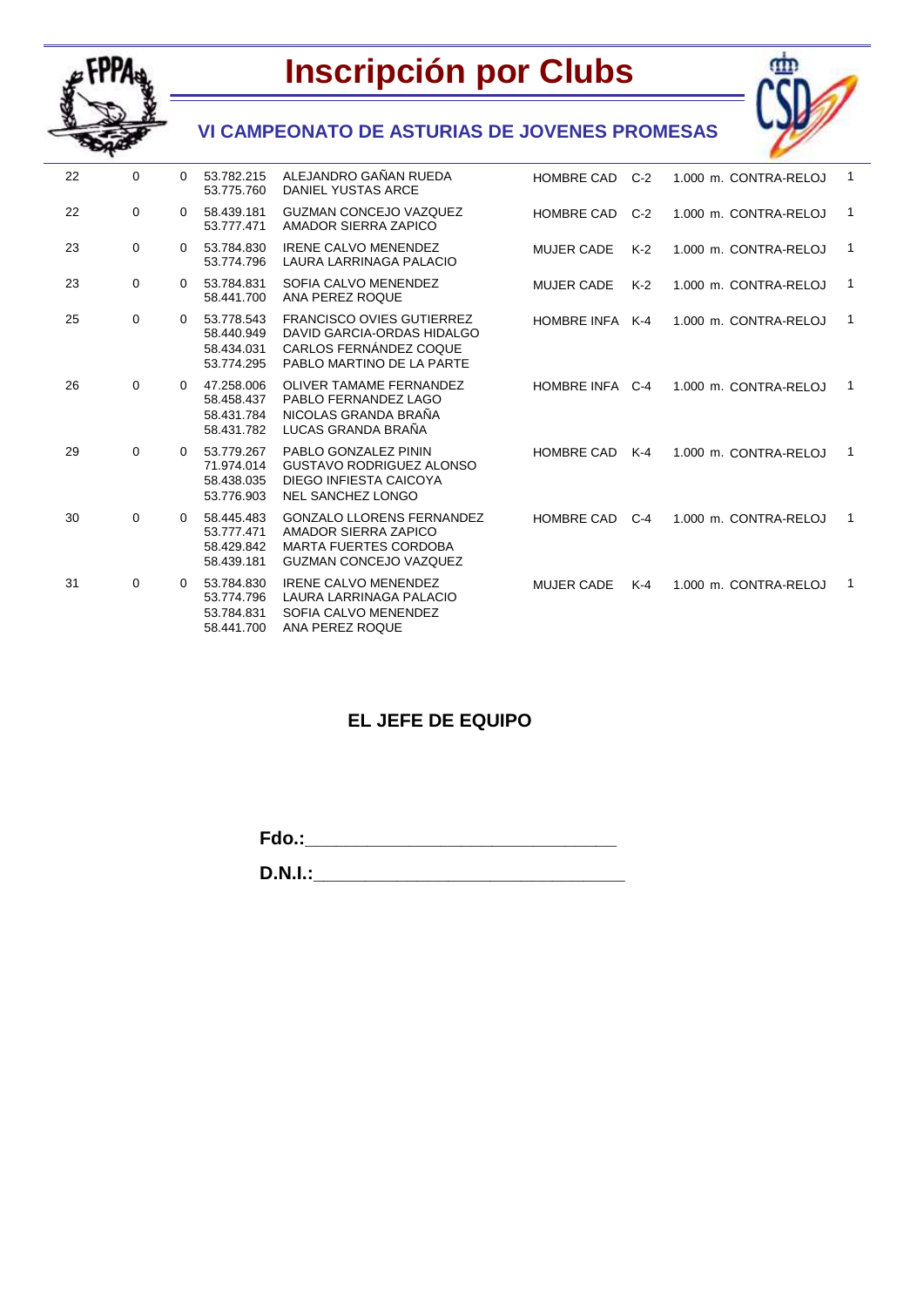# Inscripción por Clubs

## VI CAMPEONATO DE ASTURIAS DE JOVENES PROMESAS

| | | | | | | | | |
|---|---|---|---|---|---|---|---|---|
| 22 | 0 | 0 | 53.782.215<br>53.775.760 | ALEJANDRO GAÑAN RUEDA<br>DANIEL YUSTAS ARCE | HOMBRE CAD | C-2 | 1.000 m. CONTRA-RELOJ | 1 |
| 22 | 0 | 0 | 58.439.181<br>53.777.471 | GUZMAN CONCEJO VAZQUEZ<br>AMADOR SIERRA ZAPICO | HOMBRE CAD | C-2 | 1.000 m. CONTRA-RELOJ | 1 |
| 23 | 0 | 0 | 53.784.830<br>53.774.796 | IRENE CALVO MENENDEZ<br>LAURA LARRINAGA PALACIO | MUJER CADE | K-2 | 1.000 m. CONTRA-RELOJ | 1 |
| 23 | 0 | 0 | 53.784.831<br>58.441.700 | SOFIA CALVO MENENDEZ<br>ANA PEREZ ROQUE | MUJER CADE | K-2 | 1.000 m. CONTRA-RELOJ | 1 |
| 25 | 0 | 0 | 53.778.543<br>58.440.949<br>58.434.031<br>53.774.295 | FRANCISCO OVIES GUTIERREZ<br>DAVID GARCIA-ORDAS HIDALGO<br>CARLOS FERNÁNDEZ COQUE<br>PABLO MARTINO DE LA PARTE | HOMBRE INFA | K-4 | 1.000 m. CONTRA-RELOJ | 1 |
| 26 | 0 | 0 | 47.258.006<br>58.458.437<br>58.431.784<br>58.431.782 | OLIVER TAMAME FERNANDEZ<br>PABLO FERNANDEZ LAGO<br>NICOLAS GRANDA BRAÑA<br>LUCAS GRANDA BRAÑA | HOMBRE INFA | C-4 | 1.000 m. CONTRA-RELOJ | 1 |
| 29 | 0 | 0 | 53.779.267<br>71.974.014<br>58.438.035<br>53.776.903 | PABLO GONZALEZ PININ<br>GUSTAVO RODRIGUEZ ALONSO<br>DIEGO INFIESTA CAICOYA<br>NEL SANCHEZ LONGO | HOMBRE CAD | K-4 | 1.000 m. CONTRA-RELOJ | 1 |
| 30 | 0 | 0 | 58.445.483<br>53.777.471<br>58.429.842<br>58.439.181 | GONZALO LLORENS FERNANDEZ<br>AMADOR SIERRA ZAPICO<br>MARTA FUERTES CORDOBA<br>GUZMAN CONCEJO VAZQUEZ | HOMBRE CAD | C-4 | 1.000 m. CONTRA-RELOJ | 1 |
| 31 | 0 | 0 | 53.784.830<br>53.774.796<br>53.784.831<br>58.441.700 | IRENE CALVO MENENDEZ<br>LAURA LARRINAGA PALACIO<br>SOFIA CALVO MENENDEZ<br>ANA PEREZ ROQUE | MUJER CADE | K-4 | 1.000 m. CONTRA-RELOJ | 1 |

**EL JEFE DE EQUIPO**

**Fdo.:**________________________________

**D.N.I.:**________________________________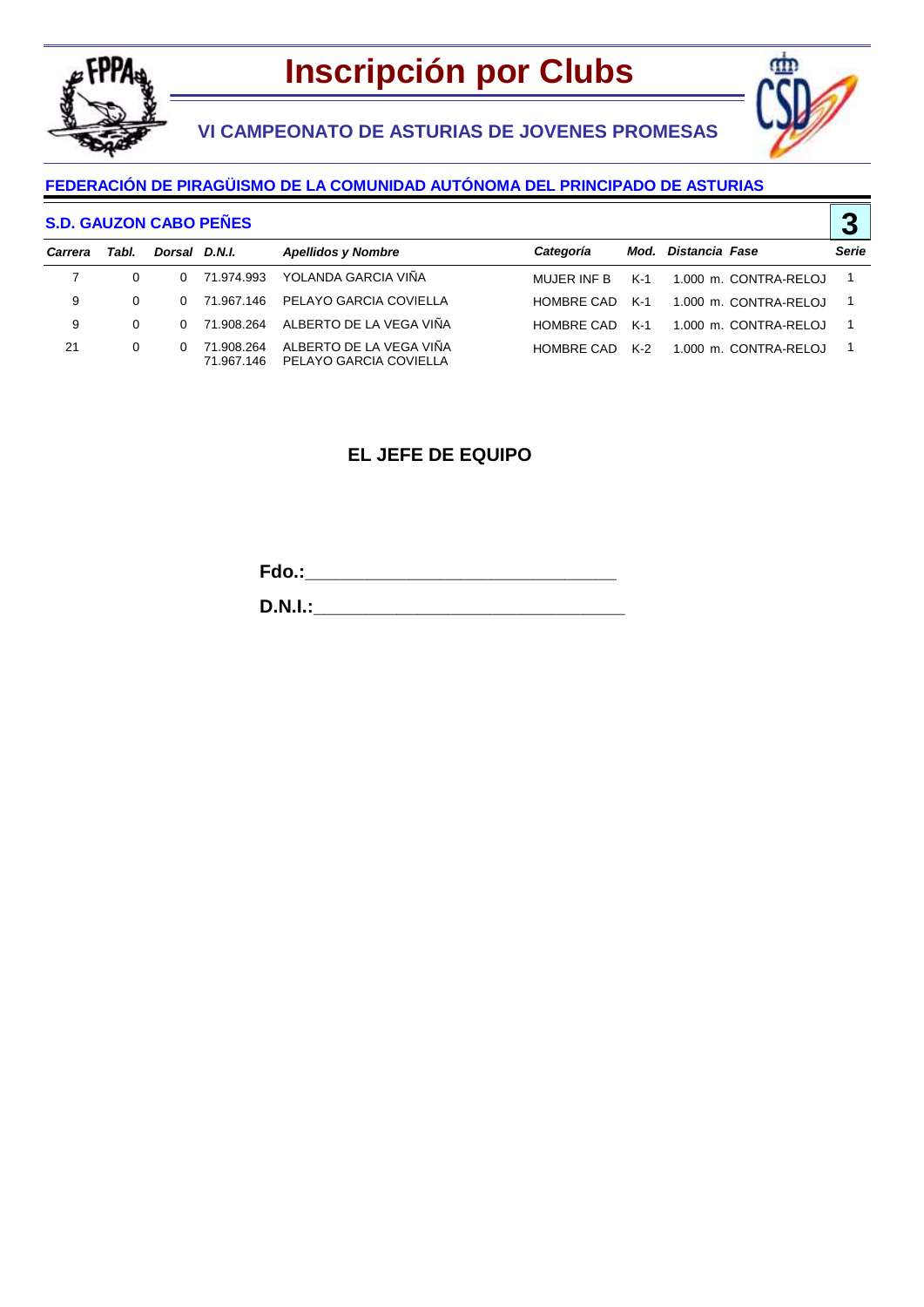# Inscripción por Clubs

## VI CAMPEONATO DE ASTURIAS DE JOVENES PROMESAS

### FEDERACIÓN DE PIRAGÜISMO DE LA COMUNIDAD AUTÓNOMA DEL PRINCIPADO DE ASTURIAS

### S.D. GAUZON CABO PEÑES

**3**

| *Carrera* | *Tabl.* | *Dorsal* | *D.N.I.* | *Apellidos y Nombre* | *Categoría* | *Mod.* | *Distancia* | *Fase* | *Serie* |
|---|---|---|---|---|---|---|---|---|---|
| 7 | 0 | 0 | 71.974.993 | YOLANDA GARCIA VIÑA | MUJER INF B | K-1 | 1.000 m. | CONTRA-RELOJ | 1 |
| 9 | 0 | 0 | 71.967.146 | PELAYO GARCIA COVIELLA | HOMBRE CAD | K-1 | 1.000 m. | CONTRA-RELOJ | 1 |
| 9 | 0 | 0 | 71.908.264 | ALBERTO DE LA VEGA VIÑA | HOMBRE CAD | K-1 | 1.000 m. | CONTRA-RELOJ | 1 |
| 21 | 0 | 0 | 71.908.264<br>71.967.146 | ALBERTO DE LA VEGA VIÑA<br>PELAYO GARCIA COVIELLA | HOMBRE CAD | K-2 | 1.000 m. | CONTRA-RELOJ | 1 |

**EL JEFE DE EQUIPO**

**Fdo.:**_______________________________

**D.N.I.:**_______________________________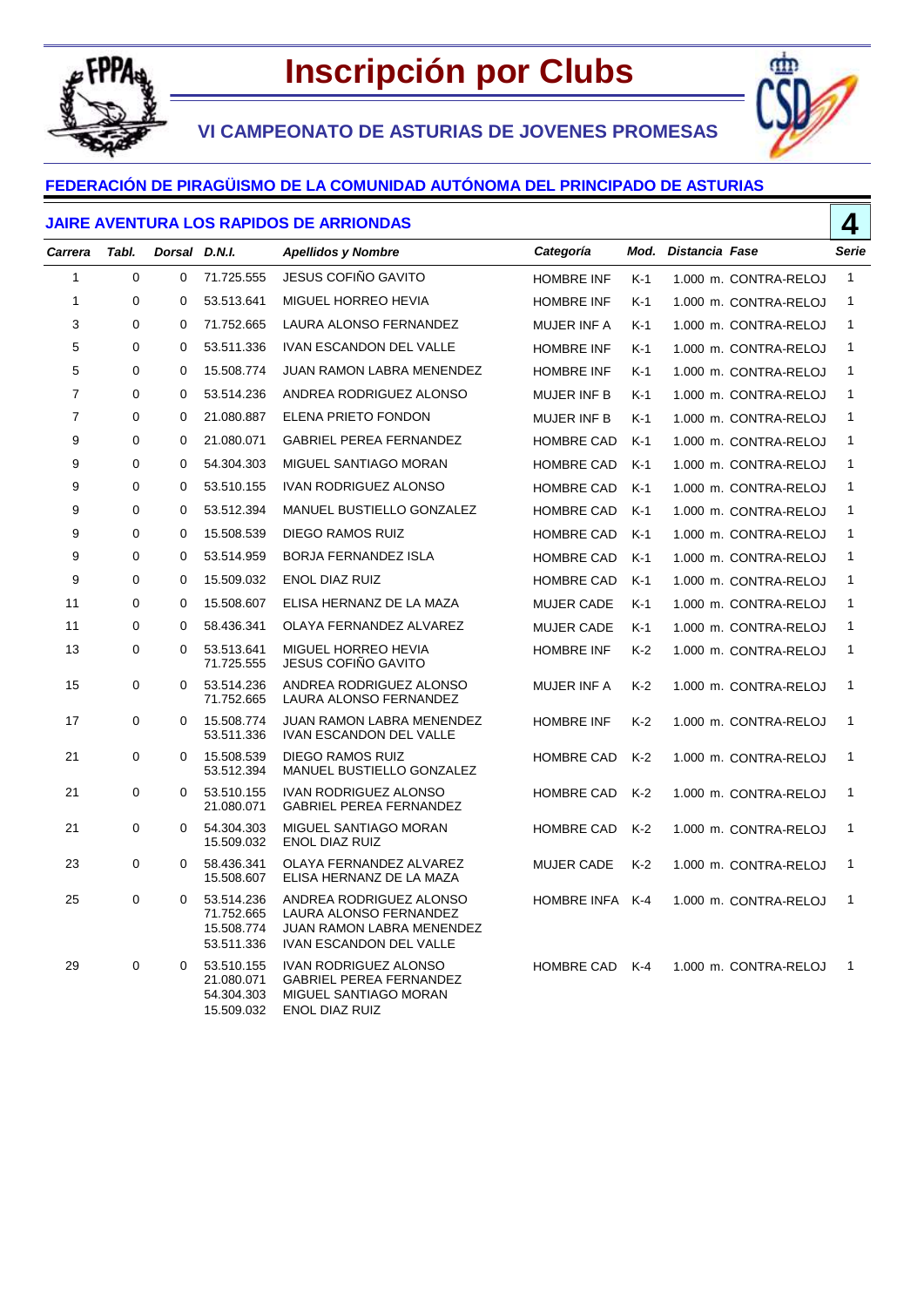# Inscripción por Clubs

## VI CAMPEONATO DE ASTURIAS DE JOVENES PROMESAS

### FEDERACIÓN DE PIRAGÜISMO DE LA COMUNIDAD AUTÓNOMA DEL PRINCIPADO DE ASTURIAS

### JAIRE AVENTURA LOS RAPIDOS DE ARRIONDAS

**4**

| Carrera | Tabl. | Dorsal | D.N.I. | Apellidos y Nombre | Categoría | Mod. | Distancia | Fase | Serie |
|---|---|---|---|---|---|---|---|---|---|
| 1 | 0 | 0 | 71.725.555 | JESUS COFIÑO GAVITO | HOMBRE INF | K-1 | 1.000 m. | CONTRA-RELOJ | 1 |
| 1 | 0 | 0 | 53.513.641 | MIGUEL HORREO HEVIA | HOMBRE INF | K-1 | 1.000 m. | CONTRA-RELOJ | 1 |
| 3 | 0 | 0 | 71.752.665 | LAURA ALONSO FERNANDEZ | MUJER INF A | K-1 | 1.000 m. | CONTRA-RELOJ | 1 |
| 5 | 0 | 0 | 53.511.336 | IVAN ESCANDON DEL VALLE | HOMBRE INF | K-1 | 1.000 m. | CONTRA-RELOJ | 1 |
| 5 | 0 | 0 | 15.508.774 | JUAN RAMON LABRA MENENDEZ | HOMBRE INF | K-1 | 1.000 m. | CONTRA-RELOJ | 1 |
| 7 | 0 | 0 | 53.514.236 | ANDREA RODRIGUEZ ALONSO | MUJER INF B | K-1 | 1.000 m. | CONTRA-RELOJ | 1 |
| 7 | 0 | 0 | 21.080.887 | ELENA PRIETO FONDON | MUJER INF B | K-1 | 1.000 m. | CONTRA-RELOJ | 1 |
| 9 | 0 | 0 | 21.080.071 | GABRIEL PEREA FERNANDEZ | HOMBRE CAD | K-1 | 1.000 m. | CONTRA-RELOJ | 1 |
| 9 | 0 | 0 | 54.304.303 | MIGUEL SANTIAGO MORAN | HOMBRE CAD | K-1 | 1.000 m. | CONTRA-RELOJ | 1 |
| 9 | 0 | 0 | 53.510.155 | IVAN RODRIGUEZ ALONSO | HOMBRE CAD | K-1 | 1.000 m. | CONTRA-RELOJ | 1 |
| 9 | 0 | 0 | 53.512.394 | MANUEL BUSTIELLO GONZALEZ | HOMBRE CAD | K-1 | 1.000 m. | CONTRA-RELOJ | 1 |
| 9 | 0 | 0 | 15.508.539 | DIEGO RAMOS RUIZ | HOMBRE CAD | K-1 | 1.000 m. | CONTRA-RELOJ | 1 |
| 9 | 0 | 0 | 53.514.959 | BORJA FERNANDEZ ISLA | HOMBRE CAD | K-1 | 1.000 m. | CONTRA-RELOJ | 1 |
| 9 | 0 | 0 | 15.509.032 | ENOL DIAZ RUIZ | HOMBRE CAD | K-1 | 1.000 m. | CONTRA-RELOJ | 1 |
| 11 | 0 | 0 | 15.508.607 | ELISA HERNANZ DE LA MAZA | MUJER CADE | K-1 | 1.000 m. | CONTRA-RELOJ | 1 |
| 11 | 0 | 0 | 58.436.341 | OLAYA FERNANDEZ ALVAREZ | MUJER CADE | K-1 | 1.000 m. | CONTRA-RELOJ | 1 |
| 13 | 0 | 0 | 53.513.641<br>71.725.555 | MIGUEL HORREO HEVIA<br>JESUS COFIÑO GAVITO | HOMBRE INF | K-2 | 1.000 m. | CONTRA-RELOJ | 1 |
| 15 | 0 | 0 | 53.514.236<br>71.752.665 | ANDREA RODRIGUEZ ALONSO<br>LAURA ALONSO FERNANDEZ | MUJER INF A | K-2 | 1.000 m. | CONTRA-RELOJ | 1 |
| 17 | 0 | 0 | 15.508.774<br>53.511.336 | JUAN RAMON LABRA MENENDEZ<br>IVAN ESCANDON DEL VALLE | HOMBRE INF | K-2 | 1.000 m. | CONTRA-RELOJ | 1 |
| 21 | 0 | 0 | 15.508.539<br>53.512.394 | DIEGO RAMOS RUIZ<br>MANUEL BUSTIELLO GONZALEZ | HOMBRE CAD | K-2 | 1.000 m. | CONTRA-RELOJ | 1 |
| 21 | 0 | 0 | 53.510.155<br>21.080.071 | IVAN RODRIGUEZ ALONSO<br>GABRIEL PEREA FERNANDEZ | HOMBRE CAD | K-2 | 1.000 m. | CONTRA-RELOJ | 1 |
| 21 | 0 | 0 | 54.304.303<br>15.509.032 | MIGUEL SANTIAGO MORAN<br>ENOL DIAZ RUIZ | HOMBRE CAD | K-2 | 1.000 m. | CONTRA-RELOJ | 1 |
| 23 | 0 | 0 | 58.436.341<br>15.508.607 | OLAYA FERNANDEZ ALVAREZ<br>ELISA HERNANZ DE LA MAZA | MUJER CADE | K-2 | 1.000 m. | CONTRA-RELOJ | 1 |
| 25 | 0 | 0 | 53.514.236<br>71.752.665<br>15.508.774<br>53.511.336 | ANDREA RODRIGUEZ ALONSO<br>LAURA ALONSO FERNANDEZ<br>JUAN RAMON LABRA MENENDEZ<br>IVAN ESCANDON DEL VALLE | HOMBRE INFA | K-4 | 1.000 m. | CONTRA-RELOJ | 1 |
| 29 | 0 | 0 | 53.510.155<br>21.080.071<br>54.304.303<br>15.509.032 | IVAN RODRIGUEZ ALONSO<br>GABRIEL PEREA FERNANDEZ<br>MIGUEL SANTIAGO MORAN<br>ENOL DIAZ RUIZ | HOMBRE CAD | K-4 | 1.000 m. | CONTRA-RELOJ | 1 |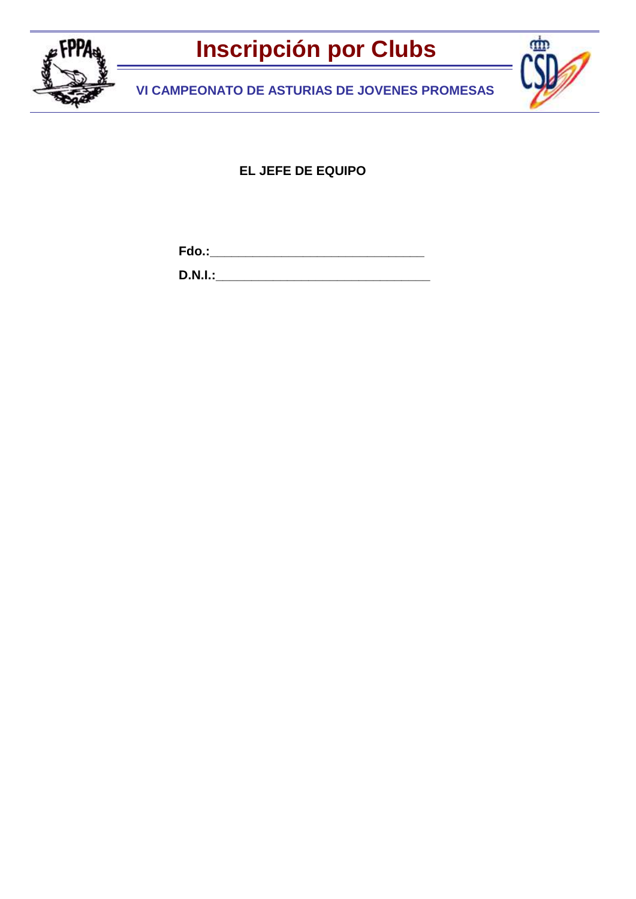# Inscripción por Clubs

**VI CAMPEONATO DE ASTURIAS DE JOVENES PROMESAS**

**EL JEFE DE EQUIPO**

**Fdo.:**_______________________________

**D.N.I.:**_______________________________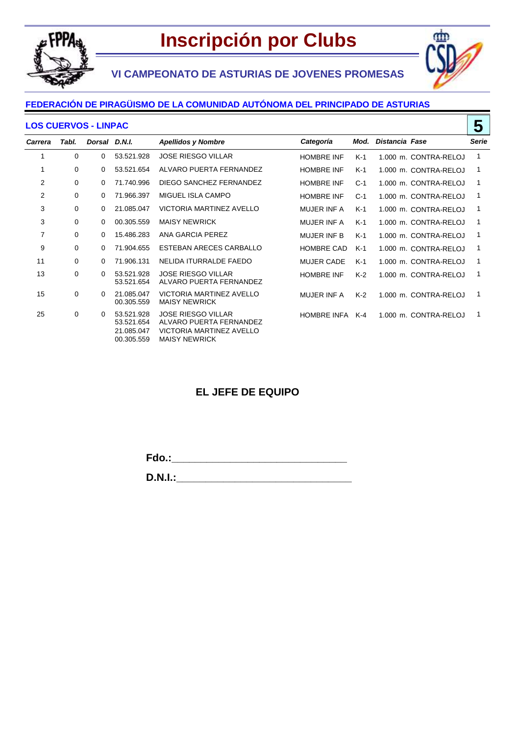# Inscripción por Clubs

## VI CAMPEONATO DE ASTURIAS DE JOVENES PROMESAS

### FEDERACIÓN DE PIRAGÜISMO DE LA COMUNIDAD AUTÓNOMA DEL PRINCIPADO DE ASTURIAS

**LOS CUERVOS - LINPAC** **5**

| *Carrera* | *Tabl.* | *Dorsal* | *D.N.I.* | *Apellidos y Nombre* | *Categoría* | *Mod.* | *Distancia* | *Fase* | *Serie* |
|---|---|---|---|---|---|---|---|---|---|
| 1 | 0 | 0 | 53.521.928 | JOSE RIESGO VILLAR | HOMBRE INF | K-1 | 1.000 m. | CONTRA-RELOJ | 1 |
| 1 | 0 | 0 | 53.521.654 | ALVARO PUERTA FERNANDEZ | HOMBRE INF | K-1 | 1.000 m. | CONTRA-RELOJ | 1 |
| 2 | 0 | 0 | 71.740.996 | DIEGO SANCHEZ FERNANDEZ | HOMBRE INF | C-1 | 1.000 m. | CONTRA-RELOJ | 1 |
| 2 | 0 | 0 | 71.966.397 | MIGUEL ISLA CAMPO | HOMBRE INF | C-1 | 1.000 m. | CONTRA-RELOJ | 1 |
| 3 | 0 | 0 | 21.085.047 | VICTORIA MARTINEZ AVELLO | MUJER INF A | K-1 | 1.000 m. | CONTRA-RELOJ | 1 |
| 3 | 0 | 0 | 00.305.559 | MAISY NEWRICK | MUJER INF A | K-1 | 1.000 m. | CONTRA-RELOJ | 1 |
| 7 | 0 | 0 | 15.486.283 | ANA GARCIA PEREZ | MUJER INF B | K-1 | 1.000 m. | CONTRA-RELOJ | 1 |
| 9 | 0 | 0 | 71.904.655 | ESTEBAN ARECES CARBALLO | HOMBRE CAD | K-1 | 1.000 m. | CONTRA-RELOJ | 1 |
| 11 | 0 | 0 | 71.906.131 | NELIDA ITURRALDE FAEDO | MUJER CADE | K-1 | 1.000 m. | CONTRA-RELOJ | 1 |
| 13 | 0 | 0 | 53.521.928<br>53.521.654 | JOSE RIESGO VILLAR<br>ALVARO PUERTA FERNANDEZ | HOMBRE INF | K-2 | 1.000 m. | CONTRA-RELOJ | 1 |
| 15 | 0 | 0 | 21.085.047<br>00.305.559 | VICTORIA MARTINEZ AVELLO<br>MAISY NEWRICK | MUJER INF A | K-2 | 1.000 m. | CONTRA-RELOJ | 1 |
| 25 | 0 | 0 | 53.521.928<br>53.521.654<br>21.085.047<br>00.305.559 | JOSE RIESGO VILLAR<br>ALVARO PUERTA FERNANDEZ<br>VICTORIA MARTINEZ AVELLO<br>MAISY NEWRICK | HOMBRE INFA | K-4 | 1.000 m. | CONTRA-RELOJ | 1 |

**EL JEFE DE EQUIPO**

**Fdo.:**________________________________

**D.N.I.:**________________________________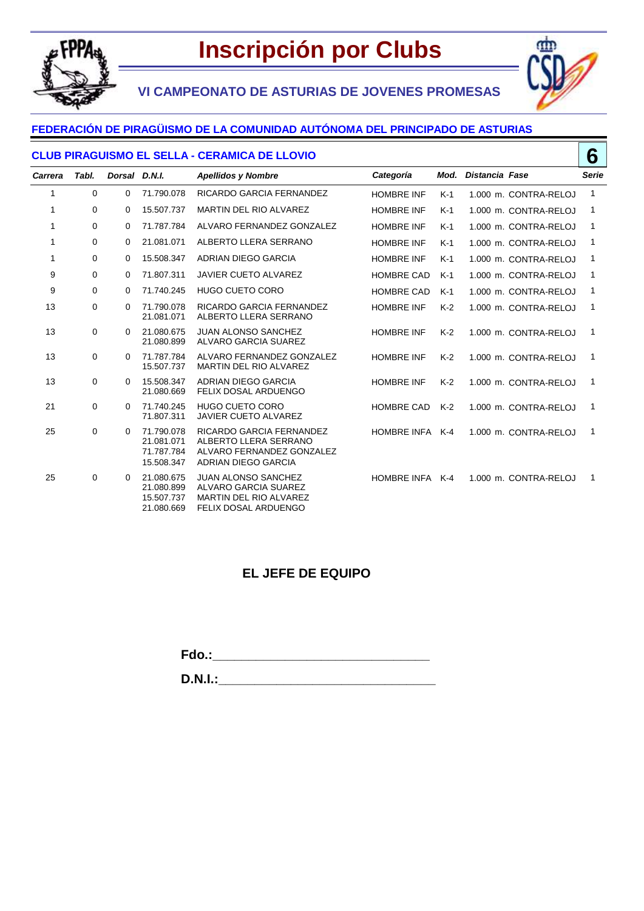# Inscripción por Clubs

## VI CAMPEONATO DE ASTURIAS DE JOVENES PROMESAS

### FEDERACIÓN DE PIRAGÜISMO DE LA COMUNIDAD AUTÓNOMA DEL PRINCIPADO DE ASTURIAS

### CLUB PIRAGUISMO EL SELLA - CERAMICA DE LLOVIO

**6**

| *Carrera* | *Tabl.* | *Dorsal* | *D.N.I.* | *Apellidos y Nombre* | *Categoría* | *Mod.* | *Distancia* | *Fase* | *Serie* |
|---|---|---|---|---|---|---|---|---|---|
| 1 | 0 | 0 | 71.790.078 | RICARDO GARCIA FERNANDEZ | HOMBRE INF | K-1 | 1.000 m. | CONTRA-RELOJ | 1 |
| 1 | 0 | 0 | 15.507.737 | MARTIN DEL RIO ALVAREZ | HOMBRE INF | K-1 | 1.000 m. | CONTRA-RELOJ | 1 |
| 1 | 0 | 0 | 71.787.784 | ALVARO FERNANDEZ GONZALEZ | HOMBRE INF | K-1 | 1.000 m. | CONTRA-RELOJ | 1 |
| 1 | 0 | 0 | 21.081.071 | ALBERTO LLERA SERRANO | HOMBRE INF | K-1 | 1.000 m. | CONTRA-RELOJ | 1 |
| 1 | 0 | 0 | 15.508.347 | ADRIAN DIEGO GARCIA | HOMBRE INF | K-1 | 1.000 m. | CONTRA-RELOJ | 1 |
| 9 | 0 | 0 | 71.807.311 | JAVIER CUETO ALVAREZ | HOMBRE CAD | K-1 | 1.000 m. | CONTRA-RELOJ | 1 |
| 9 | 0 | 0 | 71.740.245 | HUGO CUETO CORO | HOMBRE CAD | K-1 | 1.000 m. | CONTRA-RELOJ | 1 |
| 13 | 0 | 0 | 71.790.078<br>21.081.071 | RICARDO GARCIA FERNANDEZ<br>ALBERTO LLERA SERRANO | HOMBRE INF | K-2 | 1.000 m. | CONTRA-RELOJ | 1 |
| 13 | 0 | 0 | 21.080.675<br>21.080.899 | JUAN ALONSO SANCHEZ<br>ALVARO GARCIA SUAREZ | HOMBRE INF | K-2 | 1.000 m. | CONTRA-RELOJ | 1 |
| 13 | 0 | 0 | 71.787.784<br>15.507.737 | ALVARO FERNANDEZ GONZALEZ<br>MARTIN DEL RIO ALVAREZ | HOMBRE INF | K-2 | 1.000 m. | CONTRA-RELOJ | 1 |
| 13 | 0 | 0 | 15.508.347<br>21.080.669 | ADRIAN DIEGO GARCIA<br>FELIX DOSAL ARDUENGO | HOMBRE INF | K-2 | 1.000 m. | CONTRA-RELOJ | 1 |
| 21 | 0 | 0 | 71.740.245<br>71.807.311 | HUGO CUETO CORO<br>JAVIER CUETO ALVAREZ | HOMBRE CAD | K-2 | 1.000 m. | CONTRA-RELOJ | 1 |
| 25 | 0 | 0 | 71.790.078<br>21.081.071<br>71.787.784<br>15.508.347 | RICARDO GARCIA FERNANDEZ<br>ALBERTO LLERA SERRANO<br>ALVARO FERNANDEZ GONZALEZ<br>ADRIAN DIEGO GARCIA | HOMBRE INFA | K-4 | 1.000 m. | CONTRA-RELOJ | 1 |
| 25 | 0 | 0 | 21.080.675<br>21.080.899<br>15.507.737<br>21.080.669 | JUAN ALONSO SANCHEZ<br>ALVARO GARCIA SUAREZ<br>MARTIN DEL RIO ALVAREZ<br>FELIX DOSAL ARDUENGO | HOMBRE INFA | K-4 | 1.000 m. | CONTRA-RELOJ | 1 |

**EL JEFE DE EQUIPO**

**Fdo.:**\_\_\_\_\_\_\_\_\_\_\_\_\_\_\_\_\_\_\_\_\_\_\_\_\_\_\_\_\_\_

**D.N.I.:**\_\_\_\_\_\_\_\_\_\_\_\_\_\_\_\_\_\_\_\_\_\_\_\_\_\_\_\_\_\_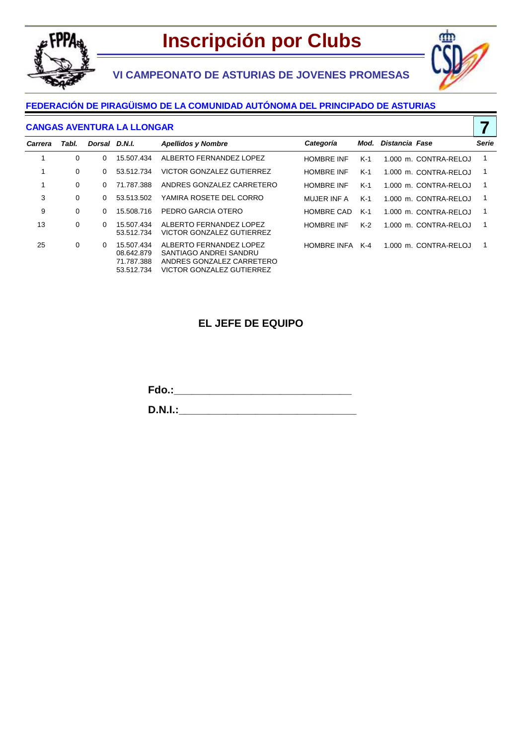# Inscripción por Clubs

## VI CAMPEONATO DE ASTURIAS DE JOVENES PROMESAS

### FEDERACIÓN DE PIRAGÜISMO DE LA COMUNIDAD AUTÓNOMA DEL PRINCIPADO DE ASTURIAS

### CANGAS AVENTURA LA LLONGAR

**7**

| *Carrera* | *Tabl.* | *Dorsal* | *D.N.I.* | *Apellidos y Nombre* | *Categoría* | *Mod.* | *Distancia* | *Fase* | *Serie* |
|---|---|---|---|---|---|---|---|---|---|
| 1 | 0 | 0 | 15.507.434 | ALBERTO FERNANDEZ LOPEZ | HOMBRE INF | K-1 | 1.000 m. | CONTRA-RELOJ | 1 |
| 1 | 0 | 0 | 53.512.734 | VICTOR GONZALEZ GUTIERREZ | HOMBRE INF | K-1 | 1.000 m. | CONTRA-RELOJ | 1 |
| 1 | 0 | 0 | 71.787.388 | ANDRES GONZALEZ CARRETERO | HOMBRE INF | K-1 | 1.000 m. | CONTRA-RELOJ | 1 |
| 3 | 0 | 0 | 53.513.502 | YAMIRA ROSETE DEL CORRO | MUJER INF A | K-1 | 1.000 m. | CONTRA-RELOJ | 1 |
| 9 | 0 | 0 | 15.508.716 | PEDRO GARCIA OTERO | HOMBRE CAD | K-1 | 1.000 m. | CONTRA-RELOJ | 1 |
| 13 | 0 | 0 | 15.507.434<br>53.512.734 | ALBERTO FERNANDEZ LOPEZ<br>VICTOR GONZALEZ GUTIERREZ | HOMBRE INF | K-2 | 1.000 m. | CONTRA-RELOJ | 1 |
| 25 | 0 | 0 | 15.507.434<br>08.642.879<br>71.787.388<br>53.512.734 | ALBERTO FERNANDEZ LOPEZ<br>SANTIAGO ANDREI SANDRU<br>ANDRES GONZALEZ CARRETERO<br>VICTOR GONZALEZ GUTIERREZ | HOMBRE INFA | K-4 | 1.000 m. | CONTRA-RELOJ | 1 |

**EL JEFE DE EQUIPO**

**Fdo.:**______________________________

**D.N.I.:**______________________________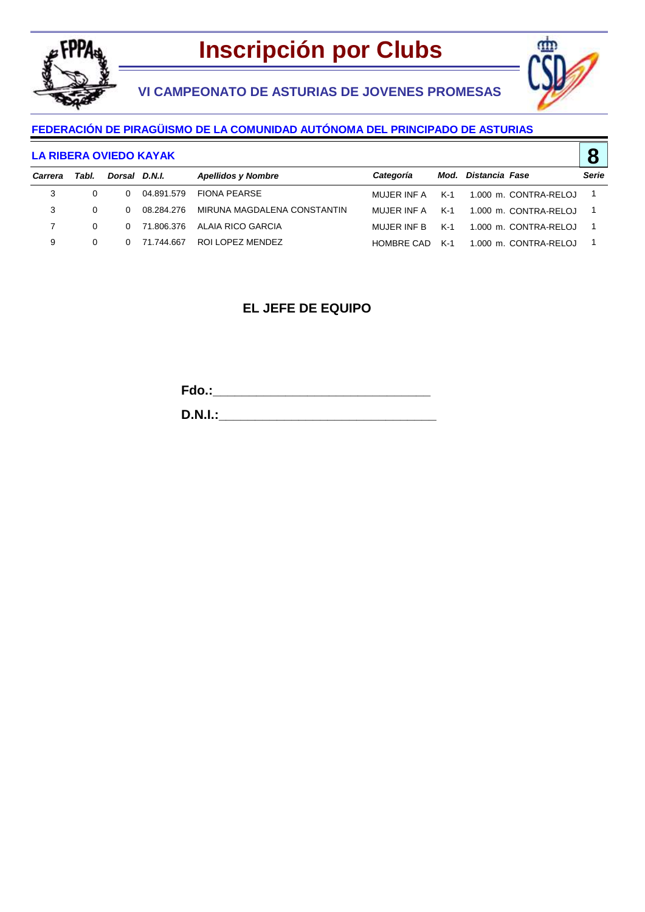# Inscripción por Clubs

## VI CAMPEONATO DE ASTURIAS DE JOVENES PROMESAS

### FEDERACIÓN DE PIRAGÜISMO DE LA COMUNIDAD AUTÓNOMA DEL PRINCIPADO DE ASTURIAS

**LA RIBERA OVIEDO KAYAK** **8**

| *Carrera* | *Tabl.* | *Dorsal* | *D.N.I.* | *Apellidos y Nombre* | *Categoría* | *Mod.* | *Distancia* | *Fase* | *Serie* |
|---|---|---|---|---|---|---|---|---|---|
| 3 | 0 | 0 | 04.891.579 | FIONA PEARSE | MUJER INF A | K-1 | 1.000 m. | CONTRA-RELOJ | 1 |
| 3 | 0 | 0 | 08.284.276 | MIRUNA MAGDALENA CONSTANTIN | MUJER INF A | K-1 | 1.000 m. | CONTRA-RELOJ | 1 |
| 7 | 0 | 0 | 71.806.376 | ALAIA RICO GARCIA | MUJER INF B | K-1 | 1.000 m. | CONTRA-RELOJ | 1 |
| 9 | 0 | 0 | 71.744.667 | ROI LOPEZ MENDEZ | HOMBRE CAD | K-1 | 1.000 m. | CONTRA-RELOJ | 1 |

**EL JEFE DE EQUIPO**

**Fdo.:**\_\_\_\_\_\_\_\_\_\_\_\_\_\_\_\_\_\_\_\_\_\_\_\_\_\_\_\_\_\_

**D.N.I.:**\_\_\_\_\_\_\_\_\_\_\_\_\_\_\_\_\_\_\_\_\_\_\_\_\_\_\_\_\_\_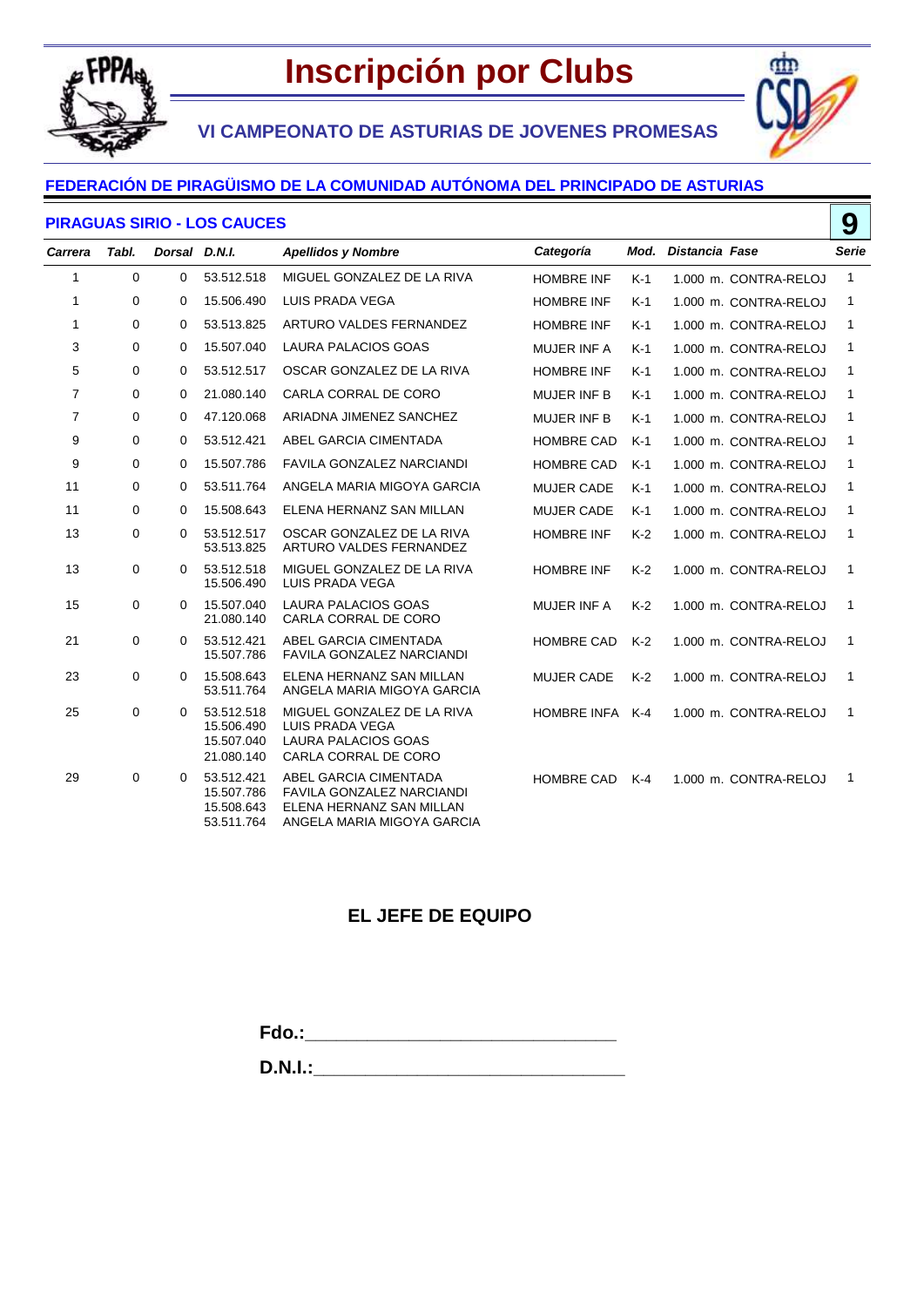# Inscripción por Clubs

## VI CAMPEONATO DE ASTURIAS DE JOVENES PROMESAS

### FEDERACIÓN DE PIRAGÜISMO DE LA COMUNIDAD AUTÓNOMA DEL PRINCIPADO DE ASTURIAS

### PIRAGUAS SIRIO - LOS CAUCES

**9**

| *Carrera* | *Tabl.* | *Dorsal* | *D.N.I.* | *Apellidos y Nombre* | *Categoría* | *Mod.* | *Distancia* | *Fase* | *Serie* |
|---|---|---|---|---|---|---|---|---|---|
| 1 | 0 | 0 | 53.512.518 | MIGUEL GONZALEZ DE LA RIVA | HOMBRE INF | K-1 | 1.000 m. | CONTRA-RELOJ | 1 |
| 1 | 0 | 0 | 15.506.490 | LUIS PRADA VEGA | HOMBRE INF | K-1 | 1.000 m. | CONTRA-RELOJ | 1 |
| 1 | 0 | 0 | 53.513.825 | ARTURO VALDES FERNANDEZ | HOMBRE INF | K-1 | 1.000 m. | CONTRA-RELOJ | 1 |
| 3 | 0 | 0 | 15.507.040 | LAURA PALACIOS GOAS | MUJER INF A | K-1 | 1.000 m. | CONTRA-RELOJ | 1 |
| 5 | 0 | 0 | 53.512.517 | OSCAR GONZALEZ DE LA RIVA | HOMBRE INF | K-1 | 1.000 m. | CONTRA-RELOJ | 1 |
| 7 | 0 | 0 | 21.080.140 | CARLA CORRAL DE CORO | MUJER INF B | K-1 | 1.000 m. | CONTRA-RELOJ | 1 |
| 7 | 0 | 0 | 47.120.068 | ARIADNA JIMENEZ SANCHEZ | MUJER INF B | K-1 | 1.000 m. | CONTRA-RELOJ | 1 |
| 9 | 0 | 0 | 53.512.421 | ABEL GARCIA CIMENTADA | HOMBRE CAD | K-1 | 1.000 m. | CONTRA-RELOJ | 1 |
| 9 | 0 | 0 | 15.507.786 | FAVILA GONZALEZ NARCIANDI | HOMBRE CAD | K-1 | 1.000 m. | CONTRA-RELOJ | 1 |
| 11 | 0 | 0 | 53.511.764 | ANGELA MARIA MIGOYA GARCIA | MUJER CADE | K-1 | 1.000 m. | CONTRA-RELOJ | 1 |
| 11 | 0 | 0 | 15.508.643 | ELENA HERNANZ SAN MILLAN | MUJER CADE | K-1 | 1.000 m. | CONTRA-RELOJ | 1 |
| 13 | 0 | 0 | 53.512.517<br>53.513.825 | OSCAR GONZALEZ DE LA RIVA<br>ARTURO VALDES FERNANDEZ | HOMBRE INF | K-2 | 1.000 m. | CONTRA-RELOJ | 1 |
| 13 | 0 | 0 | 53.512.518<br>15.506.490 | MIGUEL GONZALEZ DE LA RIVA<br>LUIS PRADA VEGA | HOMBRE INF | K-2 | 1.000 m. | CONTRA-RELOJ | 1 |
| 15 | 0 | 0 | 15.507.040<br>21.080.140 | LAURA PALACIOS GOAS<br>CARLA CORRAL DE CORO | MUJER INF A | K-2 | 1.000 m. | CONTRA-RELOJ | 1 |
| 21 | 0 | 0 | 53.512.421<br>15.507.786 | ABEL GARCIA CIMENTADA<br>FAVILA GONZALEZ NARCIANDI | HOMBRE CAD | K-2 | 1.000 m. | CONTRA-RELOJ | 1 |
| 23 | 0 | 0 | 15.508.643<br>53.511.764 | ELENA HERNANZ SAN MILLAN<br>ANGELA MARIA MIGOYA GARCIA | MUJER CADE | K-2 | 1.000 m. | CONTRA-RELOJ | 1 |
| 25 | 0 | 0 | 53.512.518<br>15.506.490<br>15.507.040<br>21.080.140 | MIGUEL GONZALEZ DE LA RIVA<br>LUIS PRADA VEGA<br>LAURA PALACIOS GOAS<br>CARLA CORRAL DE CORO | HOMBRE INFA | K-4 | 1.000 m. | CONTRA-RELOJ | 1 |
| 29 | 0 | 0 | 53.512.421<br>15.507.786<br>15.508.643<br>53.511.764 | ABEL GARCIA CIMENTADA<br>FAVILA GONZALEZ NARCIANDI<br>ELENA HERNANZ SAN MILLAN<br>ANGELA MARIA MIGOYA GARCIA | HOMBRE CAD | K-4 | 1.000 m. | CONTRA-RELOJ | 1 |

**EL JEFE DE EQUIPO**

**Fdo.:**_______________________________

**D.N.I.:**_______________________________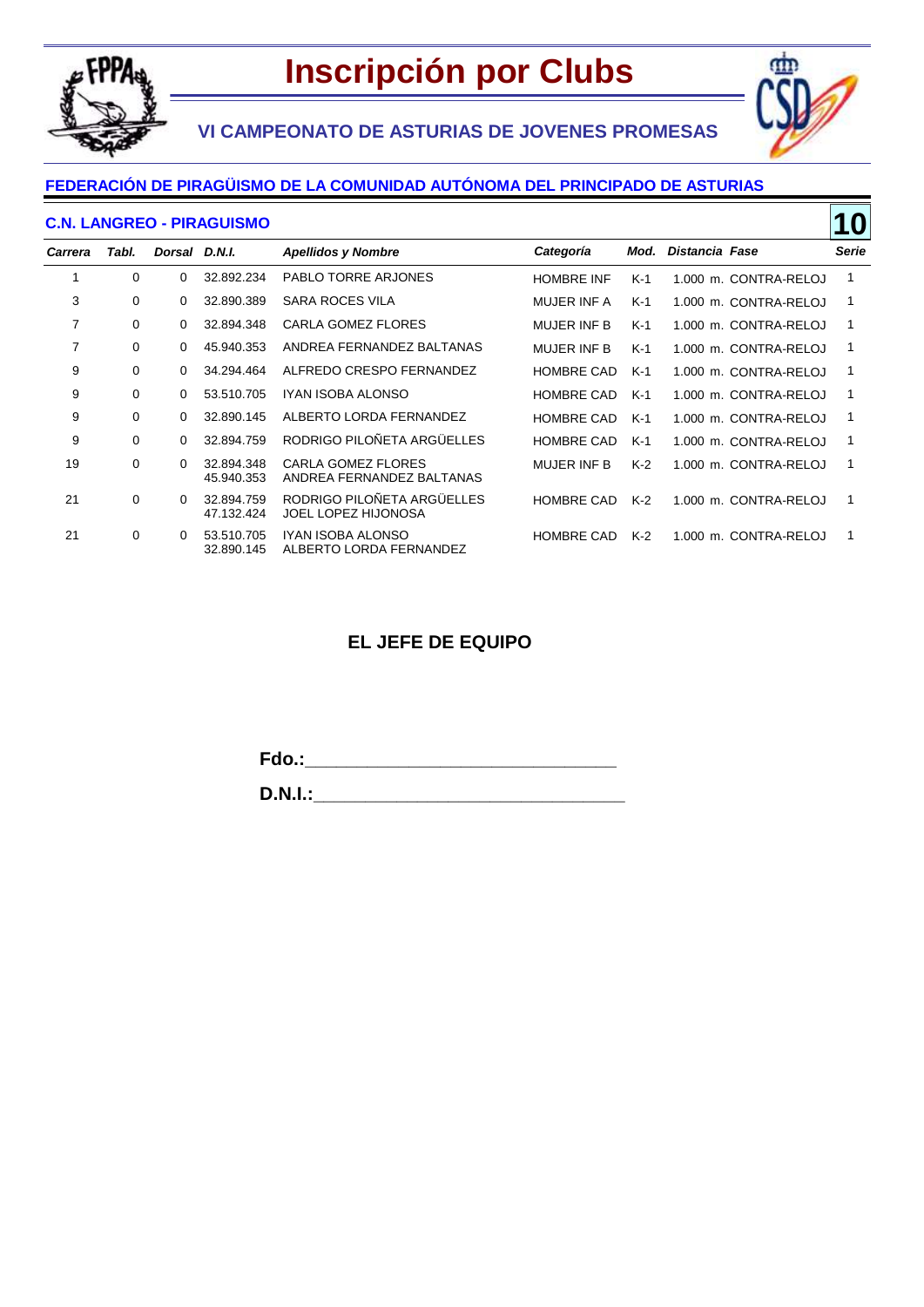# Inscripción por Clubs

## VI CAMPEONATO DE ASTURIAS DE JOVENES PROMESAS

### FEDERACIÓN DE PIRAGÜISMO DE LA COMUNIDAD AUTÓNOMA DEL PRINCIPADO DE ASTURIAS

### C.N. LANGREO - PIRAGUISMO

**10**

| Carrera | Tabl. | Dorsal | D.N.I. | Apellidos y Nombre | Categoría | Mod. | Distancia | Fase | Serie |
|---|---|---|---|---|---|---|---|---|---|
| 1 | 0 | 0 | 32.892.234 | PABLO TORRE ARJONES | HOMBRE INF | K-1 | 1.000 m. | CONTRA-RELOJ | 1 |
| 3 | 0 | 0 | 32.890.389 | SARA ROCES VILA | MUJER INF A | K-1 | 1.000 m. | CONTRA-RELOJ | 1 |
| 7 | 0 | 0 | 32.894.348 | CARLA GOMEZ FLORES | MUJER INF B | K-1 | 1.000 m. | CONTRA-RELOJ | 1 |
| 7 | 0 | 0 | 45.940.353 | ANDREA FERNANDEZ BALTANAS | MUJER INF B | K-1 | 1.000 m. | CONTRA-RELOJ | 1 |
| 9 | 0 | 0 | 34.294.464 | ALFREDO CRESPO FERNANDEZ | HOMBRE CAD | K-1 | 1.000 m. | CONTRA-RELOJ | 1 |
| 9 | 0 | 0 | 53.510.705 | IYAN ISOBA ALONSO | HOMBRE CAD | K-1 | 1.000 m. | CONTRA-RELOJ | 1 |
| 9 | 0 | 0 | 32.890.145 | ALBERTO LORDA FERNANDEZ | HOMBRE CAD | K-1 | 1.000 m. | CONTRA-RELOJ | 1 |
| 9 | 0 | 0 | 32.894.759 | RODRIGO PILOÑETA ARGÜELLES | HOMBRE CAD | K-1 | 1.000 m. | CONTRA-RELOJ | 1 |
| 19 | 0 | 0 | 32.894.348<br>45.940.353 | CARLA GOMEZ FLORES<br>ANDREA FERNANDEZ BALTANAS | MUJER INF B | K-2 | 1.000 m. | CONTRA-RELOJ | 1 |
| 21 | 0 | 0 | 32.894.759<br>47.132.424 | RODRIGO PILOÑETA ARGÜELLES<br>JOEL LOPEZ HIJONOSA | HOMBRE CAD | K-2 | 1.000 m. | CONTRA-RELOJ | 1 |
| 21 | 0 | 0 | 53.510.705<br>32.890.145 | IYAN ISOBA ALONSO<br>ALBERTO LORDA FERNANDEZ | HOMBRE CAD | K-2 | 1.000 m. | CONTRA-RELOJ | 1 |

**EL JEFE DE EQUIPO**

**Fdo.:**_______________________________

**D.N.I.:**_______________________________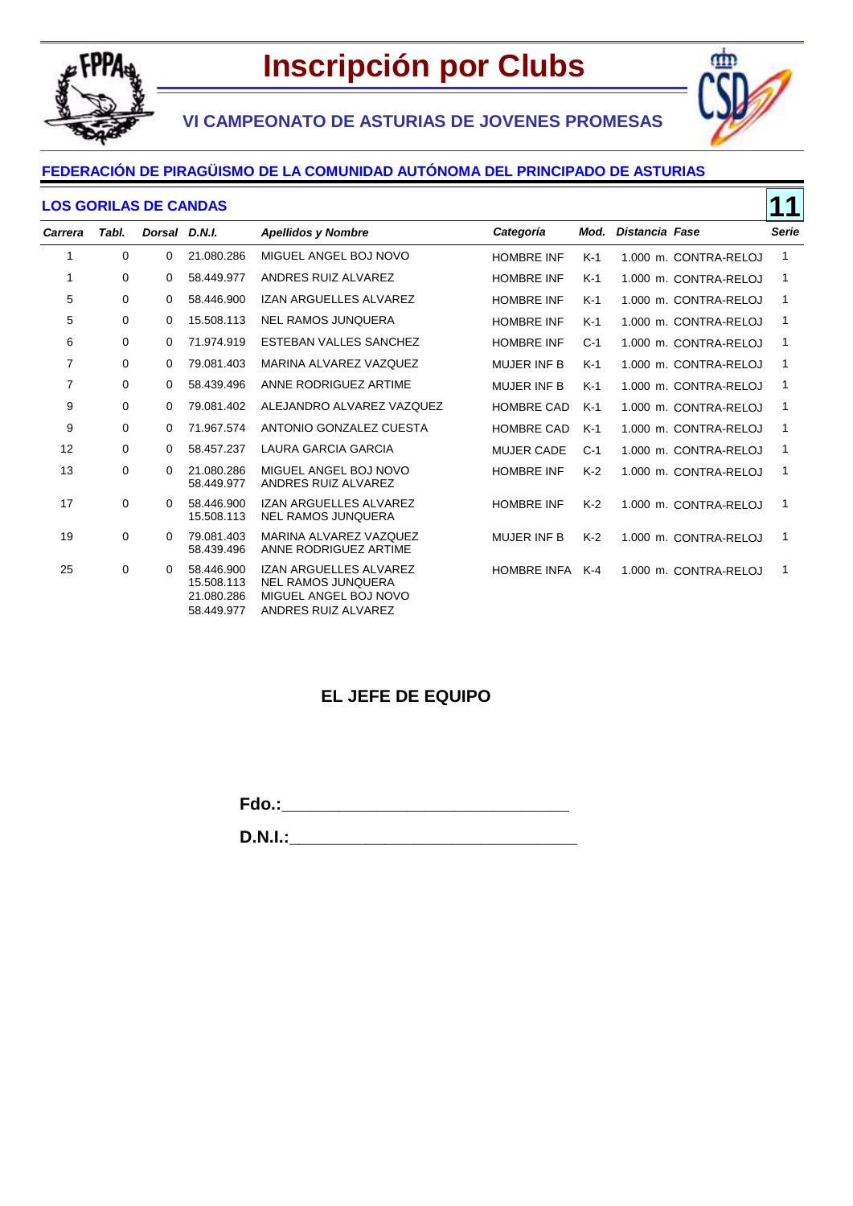# Inscripción por Clubs

## VI CAMPEONATO DE ASTURIAS DE JOVENES PROMESAS

### FEDERACIÓN DE PIRAGÜISMO DE LA COMUNIDAD AUTÓNOMA DEL PRINCIPADO DE ASTURIAS

### LOS GORILAS DE CANDAS **11**

| *Carrera* | *Tabl.* | *Dorsal* | *D.N.I.* | *Apellidos y Nombre* | *Categoría* | *Mod.* | *Distancia* | *Fase* | *Serie* |
|---|---|---|---|---|---|---|---|---|---|
| 1 | 0 | 0 | 21.080.286 | MIGUEL ANGEL BOJ NOVO | HOMBRE INF | K-1 | 1.000 m. | CONTRA-RELOJ | 1 |
| 1 | 0 | 0 | 58.449.977 | ANDRES RUIZ ALVAREZ | HOMBRE INF | K-1 | 1.000 m. | CONTRA-RELOJ | 1 |
| 5 | 0 | 0 | 58.446.900 | IZAN ARGUELLES ALVAREZ | HOMBRE INF | K-1 | 1.000 m. | CONTRA-RELOJ | 1 |
| 5 | 0 | 0 | 15.508.113 | NEL RAMOS JUNQUERA | HOMBRE INF | K-1 | 1.000 m. | CONTRA-RELOJ | 1 |
| 6 | 0 | 0 | 71.974.919 | ESTEBAN VALLES SANCHEZ | HOMBRE INF | C-1 | 1.000 m. | CONTRA-RELOJ | 1 |
| 7 | 0 | 0 | 79.081.403 | MARINA ALVAREZ VAZQUEZ | MUJER INF B | K-1 | 1.000 m. | CONTRA-RELOJ | 1 |
| 7 | 0 | 0 | 58.439.496 | ANNE RODRIGUEZ ARTIME | MUJER INF B | K-1 | 1.000 m. | CONTRA-RELOJ | 1 |
| 9 | 0 | 0 | 79.081.402 | ALEJANDRO ALVAREZ VAZQUEZ | HOMBRE CAD | K-1 | 1.000 m. | CONTRA-RELOJ | 1 |
| 9 | 0 | 0 | 71.967.574 | ANTONIO GONZALEZ CUESTA | HOMBRE CAD | K-1 | 1.000 m. | CONTRA-RELOJ | 1 |
| 12 | 0 | 0 | 58.457.237 | LAURA GARCIA GARCIA | MUJER CADE | C-1 | 1.000 m. | CONTRA-RELOJ | 1 |
| 13 | 0 | 0 | 21.080.286<br>58.449.977 | MIGUEL ANGEL BOJ NOVO<br>ANDRES RUIZ ALVAREZ | HOMBRE INF | K-2 | 1.000 m. | CONTRA-RELOJ | 1 |
| 17 | 0 | 0 | 58.446.900<br>15.508.113 | IZAN ARGUELLES ALVAREZ<br>NEL RAMOS JUNQUERA | HOMBRE INF | K-2 | 1.000 m. | CONTRA-RELOJ | 1 |
| 19 | 0 | 0 | 79.081.403<br>58.439.496 | MARINA ALVAREZ VAZQUEZ<br>ANNE RODRIGUEZ ARTIME | MUJER INF B | K-2 | 1.000 m. | CONTRA-RELOJ | 1 |
| 25 | 0 | 0 | 58.446.900<br>15.508.113<br>21.080.286<br>58.449.977 | IZAN ARGUELLES ALVAREZ<br>NEL RAMOS JUNQUERA<br>MIGUEL ANGEL BOJ NOVO<br>ANDRES RUIZ ALVAREZ | HOMBRE INFA | K-4 | 1.000 m. | CONTRA-RELOJ | 1 |

**EL JEFE DE EQUIPO**

**Fdo.:**_______________________________

**D.N.I.:**_______________________________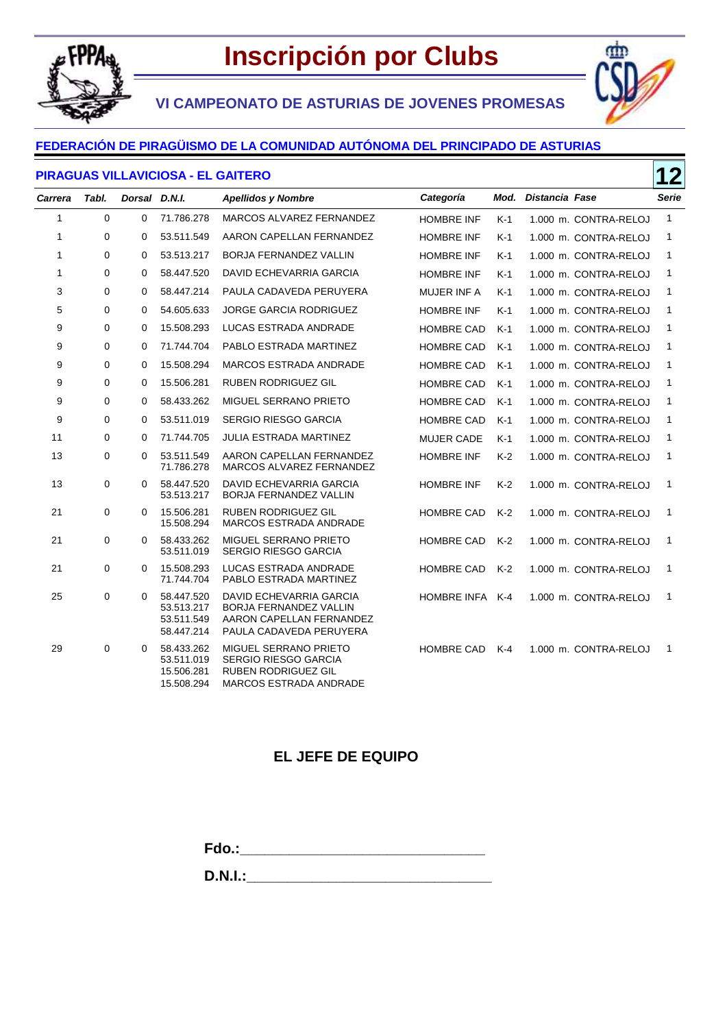# Inscripción por Clubs

## VI CAMPEONATO DE ASTURIAS DE JOVENES PROMESAS

### FEDERACIÓN DE PIRAGÜISMO DE LA COMUNIDAD AUTÓNOMA DEL PRINCIPADO DE ASTURIAS

### PIRAGUAS VILLAVICIOSA - EL GAITERO

**12**

| *Carrera* | *Tabl.* | *Dorsal* | *D.N.I.* | *Apellidos y Nombre* | *Categoría* | *Mod.* | *Distancia* | *Fase* | *Serie* |
|---|---|---|---|---|---|---|---|---|---|
| 1 | 0 | 0 | 71.786.278 | MARCOS ALVAREZ FERNANDEZ | HOMBRE INF | K-1 | 1.000 m. | CONTRA-RELOJ | 1 |
| 1 | 0 | 0 | 53.511.549 | AARON CAPELLAN FERNANDEZ | HOMBRE INF | K-1 | 1.000 m. | CONTRA-RELOJ | 1 |
| 1 | 0 | 0 | 53.513.217 | BORJA FERNANDEZ VALLIN | HOMBRE INF | K-1 | 1.000 m. | CONTRA-RELOJ | 1 |
| 1 | 0 | 0 | 58.447.520 | DAVID ECHEVARRIA GARCIA | HOMBRE INF | K-1 | 1.000 m. | CONTRA-RELOJ | 1 |
| 3 | 0 | 0 | 58.447.214 | PAULA CADAVEDA PERUYERA | MUJER INF A | K-1 | 1.000 m. | CONTRA-RELOJ | 1 |
| 5 | 0 | 0 | 54.605.633 | JORGE GARCIA RODRIGUEZ | HOMBRE INF | K-1 | 1.000 m. | CONTRA-RELOJ | 1 |
| 9 | 0 | 0 | 15.508.293 | LUCAS ESTRADA ANDRADE | HOMBRE CAD | K-1 | 1.000 m. | CONTRA-RELOJ | 1 |
| 9 | 0 | 0 | 71.744.704 | PABLO ESTRADA MARTINEZ | HOMBRE CAD | K-1 | 1.000 m. | CONTRA-RELOJ | 1 |
| 9 | 0 | 0 | 15.508.294 | MARCOS ESTRADA ANDRADE | HOMBRE CAD | K-1 | 1.000 m. | CONTRA-RELOJ | 1 |
| 9 | 0 | 0 | 15.506.281 | RUBEN RODRIGUEZ GIL | HOMBRE CAD | K-1 | 1.000 m. | CONTRA-RELOJ | 1 |
| 9 | 0 | 0 | 58.433.262 | MIGUEL SERRANO PRIETO | HOMBRE CAD | K-1 | 1.000 m. | CONTRA-RELOJ | 1 |
| 9 | 0 | 0 | 53.511.019 | SERGIO RIESGO GARCIA | HOMBRE CAD | K-1 | 1.000 m. | CONTRA-RELOJ | 1 |
| 11 | 0 | 0 | 71.744.705 | JULIA ESTRADA MARTINEZ | MUJER CADE | K-1 | 1.000 m. | CONTRA-RELOJ | 1 |
| 13 | 0 | 0 | 53.511.549<br>71.786.278 | AARON CAPELLAN FERNANDEZ<br>MARCOS ALVAREZ FERNANDEZ | HOMBRE INF | K-2 | 1.000 m. | CONTRA-RELOJ | 1 |
| 13 | 0 | 0 | 58.447.520<br>53.513.217 | DAVID ECHEVARRIA GARCIA<br>BORJA FERNANDEZ VALLIN | HOMBRE INF | K-2 | 1.000 m. | CONTRA-RELOJ | 1 |
| 21 | 0 | 0 | 15.506.281<br>15.508.294 | RUBEN RODRIGUEZ GIL<br>MARCOS ESTRADA ANDRADE | HOMBRE CAD | K-2 | 1.000 m. | CONTRA-RELOJ | 1 |
| 21 | 0 | 0 | 58.433.262<br>53.511.019 | MIGUEL SERRANO PRIETO<br>SERGIO RIESGO GARCIA | HOMBRE CAD | K-2 | 1.000 m. | CONTRA-RELOJ | 1 |
| 21 | 0 | 0 | 15.508.293<br>71.744.704 | LUCAS ESTRADA ANDRADE<br>PABLO ESTRADA MARTINEZ | HOMBRE CAD | K-2 | 1.000 m. | CONTRA-RELOJ | 1 |
| 25 | 0 | 0 | 58.447.520<br>53.513.217<br>53.511.549<br>58.447.214 | DAVID ECHEVARRIA GARCIA<br>BORJA FERNANDEZ VALLIN<br>AARON CAPELLAN FERNANDEZ<br>PAULA CADAVEDA PERUYERA | HOMBRE INFA | K-4 | 1.000 m. | CONTRA-RELOJ | 1 |
| 29 | 0 | 0 | 58.433.262<br>53.511.019<br>15.506.281<br>15.508.294 | MIGUEL SERRANO PRIETO<br>SERGIO RIESGO GARCIA<br>RUBEN RODRIGUEZ GIL<br>MARCOS ESTRADA ANDRADE | HOMBRE CAD | K-4 | 1.000 m. | CONTRA-RELOJ | 1 |

**EL JEFE DE EQUIPO**

**Fdo.:**______________________________

**D.N.I.:**______________________________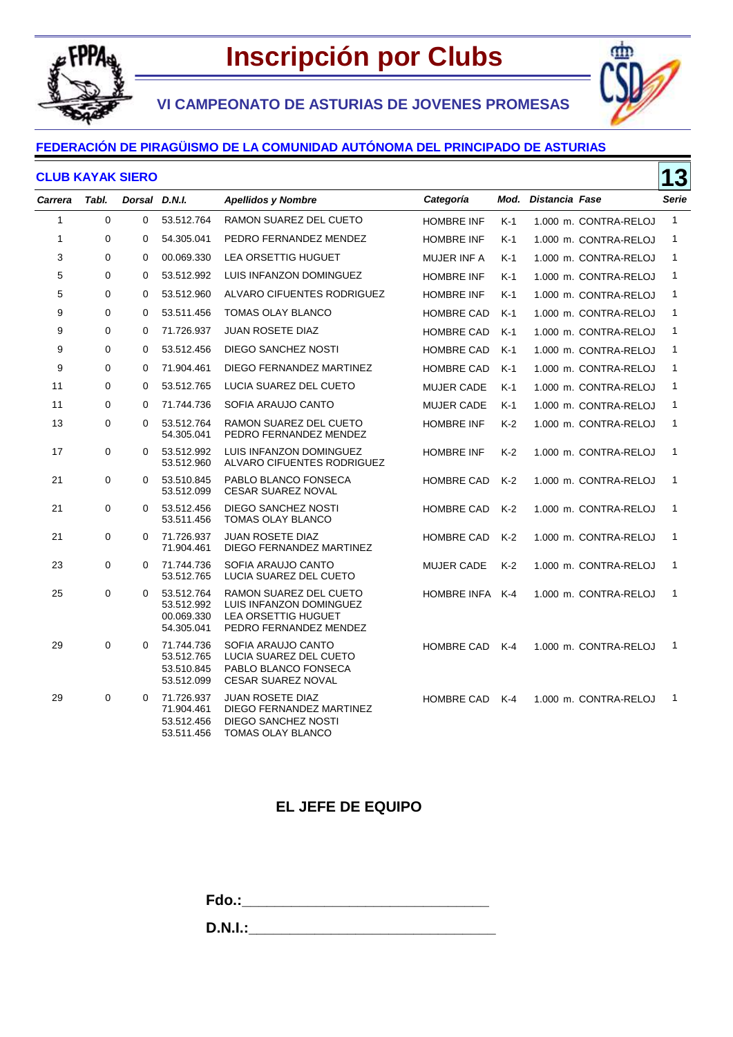# Inscripción por Clubs

## VI CAMPEONATO DE ASTURIAS DE JOVENES PROMESAS

### FEDERACIÓN DE PIRAGÜISMO DE LA COMUNIDAD AUTÓNOMA DEL PRINCIPADO DE ASTURIAS

### CLUB KAYAK SIERO

**13**

| Carrera | Tabl. | Dorsal | D.N.I. | Apellidos y Nombre | Categoría | Mod. | Distancia | Fase | Serie |
|---|---|---|---|---|---|---|---|---|---|
| 1 | 0 | 0 | 53.512.764 | RAMON SUAREZ DEL CUETO | HOMBRE INF | K-1 | 1.000 m. | CONTRA-RELOJ | 1 |
| 1 | 0 | 0 | 54.305.041 | PEDRO FERNANDEZ MENDEZ | HOMBRE INF | K-1 | 1.000 m. | CONTRA-RELOJ | 1 |
| 3 | 0 | 0 | 00.069.330 | LEA ORSETTIG HUGUET | MUJER INF A | K-1 | 1.000 m. | CONTRA-RELOJ | 1 |
| 5 | 0 | 0 | 53.512.992 | LUIS INFANZON DOMINGUEZ | HOMBRE INF | K-1 | 1.000 m. | CONTRA-RELOJ | 1 |
| 5 | 0 | 0 | 53.512.960 | ALVARO CIFUENTES RODRIGUEZ | HOMBRE INF | K-1 | 1.000 m. | CONTRA-RELOJ | 1 |
| 9 | 0 | 0 | 53.511.456 | TOMAS OLAY BLANCO | HOMBRE CAD | K-1 | 1.000 m. | CONTRA-RELOJ | 1 |
| 9 | 0 | 0 | 71.726.937 | JUAN ROSETE DIAZ | HOMBRE CAD | K-1 | 1.000 m. | CONTRA-RELOJ | 1 |
| 9 | 0 | 0 | 53.512.456 | DIEGO SANCHEZ NOSTI | HOMBRE CAD | K-1 | 1.000 m. | CONTRA-RELOJ | 1 |
| 9 | 0 | 0 | 71.904.461 | DIEGO FERNANDEZ MARTINEZ | HOMBRE CAD | K-1 | 1.000 m. | CONTRA-RELOJ | 1 |
| 11 | 0 | 0 | 53.512.765 | LUCIA SUAREZ DEL CUETO | MUJER CADE | K-1 | 1.000 m. | CONTRA-RELOJ | 1 |
| 11 | 0 | 0 | 71.744.736 | SOFIA ARAUJO CANTO | MUJER CADE | K-1 | 1.000 m. | CONTRA-RELOJ | 1 |
| 13 | 0 | 0 | 53.512.764<br>54.305.041 | RAMON SUAREZ DEL CUETO<br>PEDRO FERNANDEZ MENDEZ | HOMBRE INF | K-2 | 1.000 m. | CONTRA-RELOJ | 1 |
| 17 | 0 | 0 | 53.512.992<br>53.512.960 | LUIS INFANZON DOMINGUEZ<br>ALVARO CIFUENTES RODRIGUEZ | HOMBRE INF | K-2 | 1.000 m. | CONTRA-RELOJ | 1 |
| 21 | 0 | 0 | 53.510.845<br>53.512.099 | PABLO BLANCO FONSECA<br>CESAR SUAREZ NOVAL | HOMBRE CAD | K-2 | 1.000 m. | CONTRA-RELOJ | 1 |
| 21 | 0 | 0 | 53.512.456<br>53.511.456 | DIEGO SANCHEZ NOSTI<br>TOMAS OLAY BLANCO | HOMBRE CAD | K-2 | 1.000 m. | CONTRA-RELOJ | 1 |
| 21 | 0 | 0 | 71.726.937<br>71.904.461 | JUAN ROSETE DIAZ<br>DIEGO FERNANDEZ MARTINEZ | HOMBRE CAD | K-2 | 1.000 m. | CONTRA-RELOJ | 1 |
| 23 | 0 | 0 | 71.744.736<br>53.512.765 | SOFIA ARAUJO CANTO<br>LUCIA SUAREZ DEL CUETO | MUJER CADE | K-2 | 1.000 m. | CONTRA-RELOJ | 1 |
| 25 | 0 | 0 | 53.512.764<br>53.512.992<br>00.069.330<br>54.305.041 | RAMON SUAREZ DEL CUETO<br>LUIS INFANZON DOMINGUEZ<br>LEA ORSETTIG HUGUET<br>PEDRO FERNANDEZ MENDEZ | HOMBRE INFA | K-4 | 1.000 m. | CONTRA-RELOJ | 1 |
| 29 | 0 | 0 | 71.744.736<br>53.512.765<br>53.510.845<br>53.512.099 | SOFIA ARAUJO CANTO<br>LUCIA SUAREZ DEL CUETO<br>PABLO BLANCO FONSECA<br>CESAR SUAREZ NOVAL | HOMBRE CAD | K-4 | 1.000 m. | CONTRA-RELOJ | 1 |
| 29 | 0 | 0 | 71.726.937<br>71.904.461<br>53.512.456<br>53.511.456 | JUAN ROSETE DIAZ<br>DIEGO FERNANDEZ MARTINEZ<br>DIEGO SANCHEZ NOSTI<br>TOMAS OLAY BLANCO | HOMBRE CAD | K-4 | 1.000 m. | CONTRA-RELOJ | 1 |

**EL JEFE DE EQUIPO**

**Fdo.:**_______________________________

**D.N.I.:**_______________________________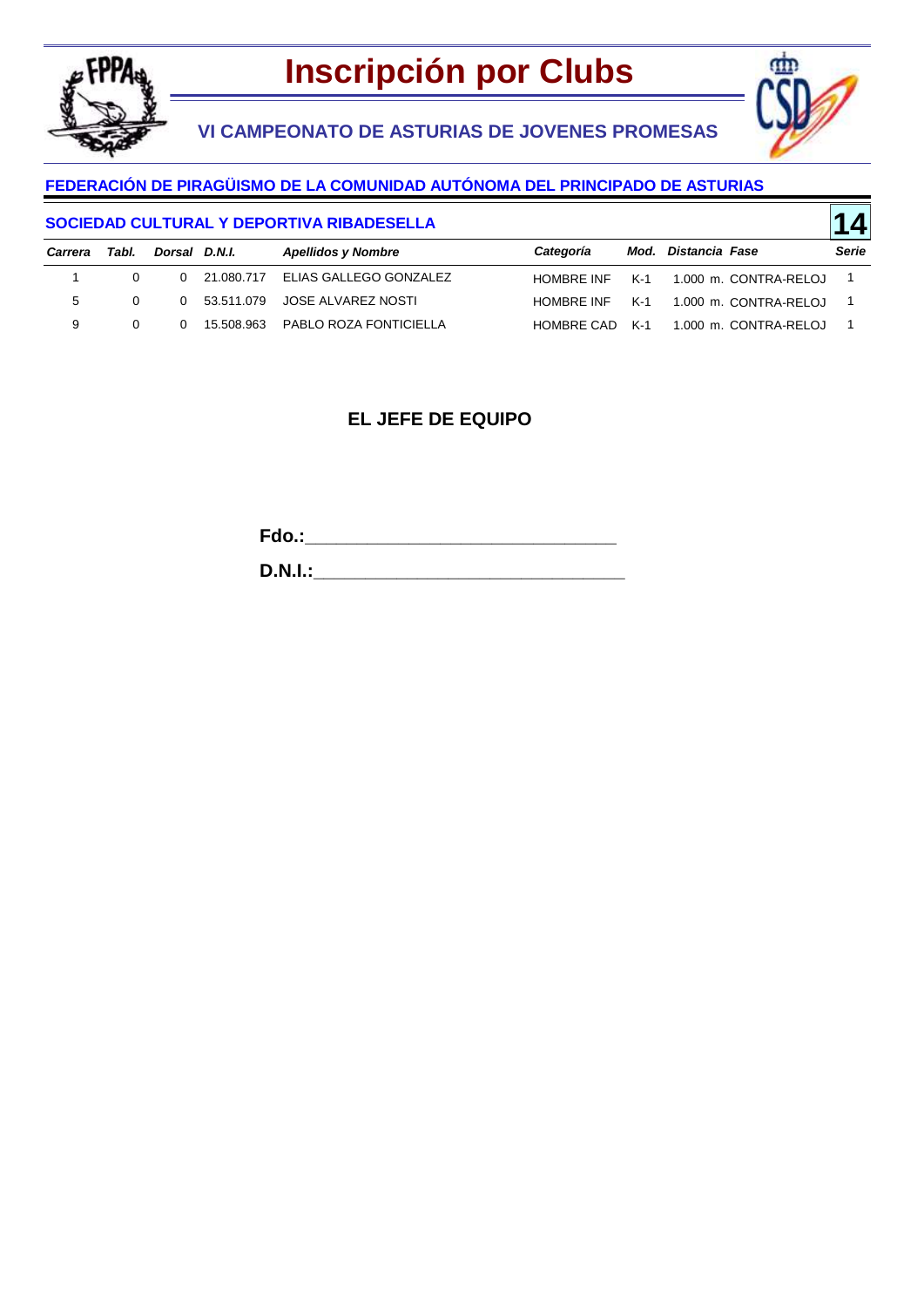# Inscripción por Clubs

## VI CAMPEONATO DE ASTURIAS DE JOVENES PROMESAS

### FEDERACIÓN DE PIRAGÜISMO DE LA COMUNIDAD AUTÓNOMA DEL PRINCIPADO DE ASTURIAS

### SOCIEDAD CULTURAL Y DEPORTIVA RIBADESELLA

**14**

| *Carrera* | *Tabl.* | *Dorsal* | *D.N.I.* | *Apellidos y Nombre* | *Categoría* | *Mod.* | *Distancia* | *Fase* | *Serie* |
|---|---|---|---|---|---|---|---|---|---|
| 1 | 0 | 0 | 21.080.717 | ELIAS GALLEGO GONZALEZ | HOMBRE INF | K-1 | 1.000 m. | CONTRA-RELOJ | 1 |
| 5 | 0 | 0 | 53.511.079 | JOSE ALVAREZ NOSTI | HOMBRE INF | K-1 | 1.000 m. | CONTRA-RELOJ | 1 |
| 9 | 0 | 0 | 15.508.963 | PABLO ROZA FONTICIELLA | HOMBRE CAD | K-1 | 1.000 m. | CONTRA-RELOJ | 1 |

**EL JEFE DE EQUIPO**

**Fdo.:**________________________________

**D.N.I.:**________________________________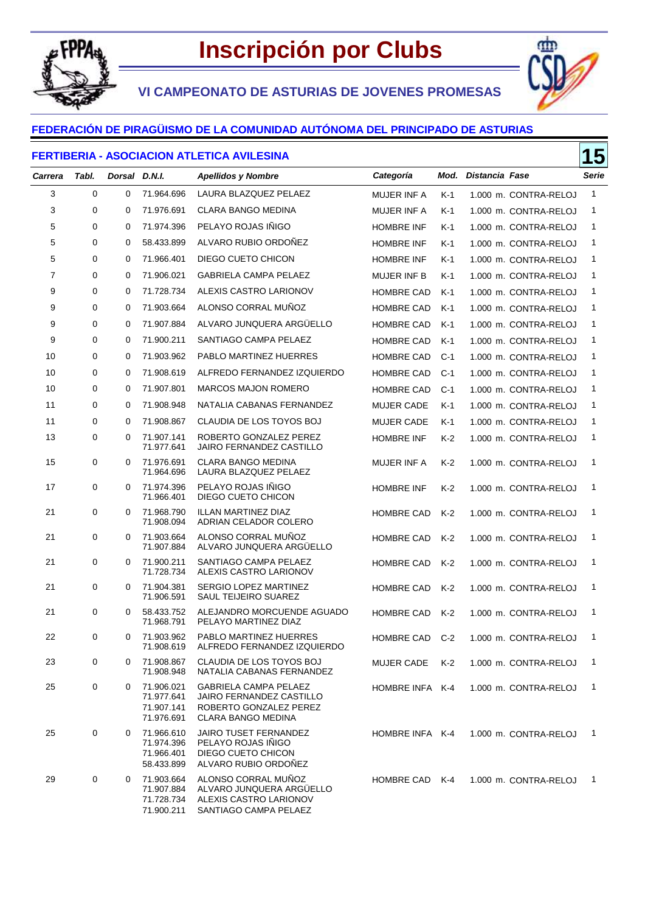# Inscripción por Clubs

## VI CAMPEONATO DE ASTURIAS DE JOVENES PROMESAS

### FEDERACIÓN DE PIRAGÜISMO DE LA COMUNIDAD AUTÓNOMA DEL PRINCIPADO DE ASTURIAS

### FERTIBERIA - ASOCIACION ATLETICA AVILESINA — 15

| Carrera | Tabl. | Dorsal | D.N.I. | Apellidos y Nombre | Categoría | Mod. | Distancia | Fase | Serie |
|---|---|---|---|---|---|---|---|---|---|
| 3 | 0 | 0 | 71.964.696 | LAURA BLAZQUEZ PELAEZ | MUJER INF A | K-1 | 1.000 m. | CONTRA-RELOJ | 1 |
| 3 | 0 | 0 | 71.976.691 | CLARA BANGO MEDINA | MUJER INF A | K-1 | 1.000 m. | CONTRA-RELOJ | 1 |
| 5 | 0 | 0 | 71.974.396 | PELAYO ROJAS IÑIGO | HOMBRE INF | K-1 | 1.000 m. | CONTRA-RELOJ | 1 |
| 5 | 0 | 0 | 58.433.899 | ALVARO RUBIO ORDOÑEZ | HOMBRE INF | K-1 | 1.000 m. | CONTRA-RELOJ | 1 |
| 5 | 0 | 0 | 71.966.401 | DIEGO CUETO CHICON | HOMBRE INF | K-1 | 1.000 m. | CONTRA-RELOJ | 1 |
| 7 | 0 | 0 | 71.906.021 | GABRIELA CAMPA PELAEZ | MUJER INF B | K-1 | 1.000 m. | CONTRA-RELOJ | 1 |
| 9 | 0 | 0 | 71.728.734 | ALEXIS CASTRO LARIONOV | HOMBRE CAD | K-1 | 1.000 m. | CONTRA-RELOJ | 1 |
| 9 | 0 | 0 | 71.903.664 | ALONSO CORRAL MUÑOZ | HOMBRE CAD | K-1 | 1.000 m. | CONTRA-RELOJ | 1 |
| 9 | 0 | 0 | 71.907.884 | ALVARO JUNQUERA ARGÜELLO | HOMBRE CAD | K-1 | 1.000 m. | CONTRA-RELOJ | 1 |
| 9 | 0 | 0 | 71.900.211 | SANTIAGO CAMPA PELAEZ | HOMBRE CAD | K-1 | 1.000 m. | CONTRA-RELOJ | 1 |
| 10 | 0 | 0 | 71.903.962 | PABLO MARTINEZ HUERRES | HOMBRE CAD | C-1 | 1.000 m. | CONTRA-RELOJ | 1 |
| 10 | 0 | 0 | 71.908.619 | ALFREDO FERNANDEZ IZQUIERDO | HOMBRE CAD | C-1 | 1.000 m. | CONTRA-RELOJ | 1 |
| 10 | 0 | 0 | 71.907.801 | MARCOS MAJON ROMERO | HOMBRE CAD | C-1 | 1.000 m. | CONTRA-RELOJ | 1 |
| 11 | 0 | 0 | 71.908.948 | NATALIA CABANAS FERNANDEZ | MUJER CADE | K-1 | 1.000 m. | CONTRA-RELOJ | 1 |
| 11 | 0 | 0 | 71.908.867 | CLAUDIA DE LOS TOYOS BOJ | MUJER CADE | K-1 | 1.000 m. | CONTRA-RELOJ | 1 |
| 13 | 0 | 0 | 71.907.141<br>71.977.641 | ROBERTO GONZALEZ PEREZ<br>JAIRO FERNANDEZ CASTILLO | HOMBRE INF | K-2 | 1.000 m. | CONTRA-RELOJ | 1 |
| 15 | 0 | 0 | 71.976.691<br>71.964.696 | CLARA BANGO MEDINA<br>LAURA BLAZQUEZ PELAEZ | MUJER INF A | K-2 | 1.000 m. | CONTRA-RELOJ | 1 |
| 17 | 0 | 0 | 71.974.396<br>71.966.401 | PELAYO ROJAS IÑIGO<br>DIEGO CUETO CHICON | HOMBRE INF | K-2 | 1.000 m. | CONTRA-RELOJ | 1 |
| 21 | 0 | 0 | 71.968.790<br>71.908.094 | ILLAN MARTINEZ DIAZ<br>ADRIAN CELADOR COLERO | HOMBRE CAD | K-2 | 1.000 m. | CONTRA-RELOJ | 1 |
| 21 | 0 | 0 | 71.903.664<br>71.907.884 | ALONSO CORRAL MUÑOZ<br>ALVARO JUNQUERA ARGÜELLO | HOMBRE CAD | K-2 | 1.000 m. | CONTRA-RELOJ | 1 |
| 21 | 0 | 0 | 71.900.211<br>71.728.734 | SANTIAGO CAMPA PELAEZ<br>ALEXIS CASTRO LARIONOV | HOMBRE CAD | K-2 | 1.000 m. | CONTRA-RELOJ | 1 |
| 21 | 0 | 0 | 71.904.381<br>71.906.591 | SERGIO LOPEZ MARTINEZ<br>SAUL TEIJEIRO SUAREZ | HOMBRE CAD | K-2 | 1.000 m. | CONTRA-RELOJ | 1 |
| 21 | 0 | 0 | 58.433.752<br>71.968.791 | ALEJANDRO MORCUENDE AGUADO<br>PELAYO MARTINEZ DIAZ | HOMBRE CAD | K-2 | 1.000 m. | CONTRA-RELOJ | 1 |
| 22 | 0 | 0 | 71.903.962<br>71.908.619 | PABLO MARTINEZ HUERRES<br>ALFREDO FERNANDEZ IZQUIERDO | HOMBRE CAD | C-2 | 1.000 m. | CONTRA-RELOJ | 1 |
| 23 | 0 | 0 | 71.908.867<br>71.908.948 | CLAUDIA DE LOS TOYOS BOJ<br>NATALIA CABANAS FERNANDEZ | MUJER CADE | K-2 | 1.000 m. | CONTRA-RELOJ | 1 |
| 25 | 0 | 0 | 71.906.021<br>71.977.641<br>71.907.141<br>71.976.691 | GABRIELA CAMPA PELAEZ<br>JAIRO FERNANDEZ CASTILLO<br>ROBERTO GONZALEZ PEREZ<br>CLARA BANGO MEDINA | HOMBRE INFA | K-4 | 1.000 m. | CONTRA-RELOJ | 1 |
| 25 | 0 | 0 | 71.966.610<br>71.974.396<br>71.966.401<br>58.433.899 | JAIRO TUSET FERNANDEZ<br>PELAYO ROJAS IÑIGO<br>DIEGO CUETO CHICON<br>ALVARO RUBIO ORDOÑEZ | HOMBRE INFA | K-4 | 1.000 m. | CONTRA-RELOJ | 1 |
| 29 | 0 | 0 | 71.903.664<br>71.907.884<br>71.728.734<br>71.900.211 | ALONSO CORRAL MUÑOZ<br>ALVARO JUNQUERA ARGÜELLO<br>ALEXIS CASTRO LARIONOV<br>SANTIAGO CAMPA PELAEZ | HOMBRE CAD | K-4 | 1.000 m. | CONTRA-RELOJ | 1 |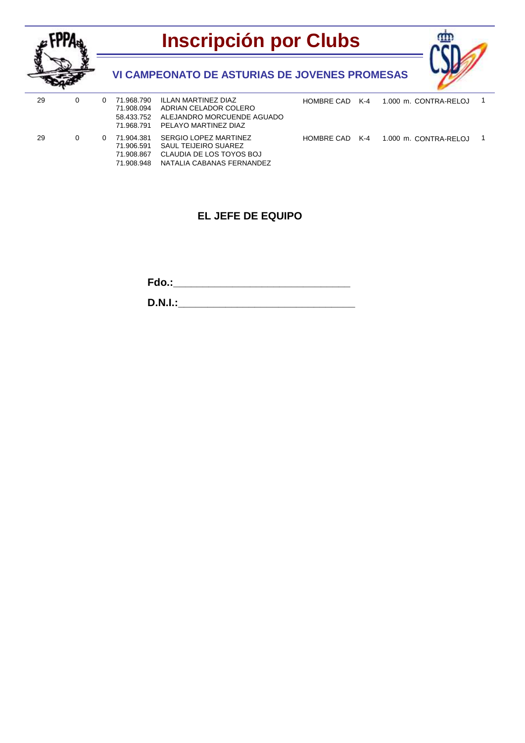# Inscripción por Clubs

## VI CAMPEONATO DE ASTURIAS DE JOVENES PROMESAS

| | | | | | | | | |
|---|---|---|---|---|---|---|---|---|
| 29 | 0 | 0 | 71.968.790<br>71.908.094<br>58.433.752<br>71.968.791 | ILLAN MARTINEZ DIAZ<br>ADRIAN CELADOR COLERO<br>ALEJANDRO MORCUENDE AGUADO<br>PELAYO MARTINEZ DIAZ | HOMBRE CAD | K-4 | 1.000 m. CONTRA-RELOJ | 1 |
| 29 | 0 | 0 | 71.904.381<br>71.906.591<br>71.908.867<br>71.908.948 | SERGIO LOPEZ MARTINEZ<br>SAUL TEIJEIRO SUAREZ<br>CLAUDIA DE LOS TOYOS BOJ<br>NATALIA CABANAS FERNANDEZ | HOMBRE CAD | K-4 | 1.000 m. CONTRA-RELOJ | 1 |

**EL JEFE DE EQUIPO**

**Fdo.:**_________________________________

**D.N.I.:**_________________________________